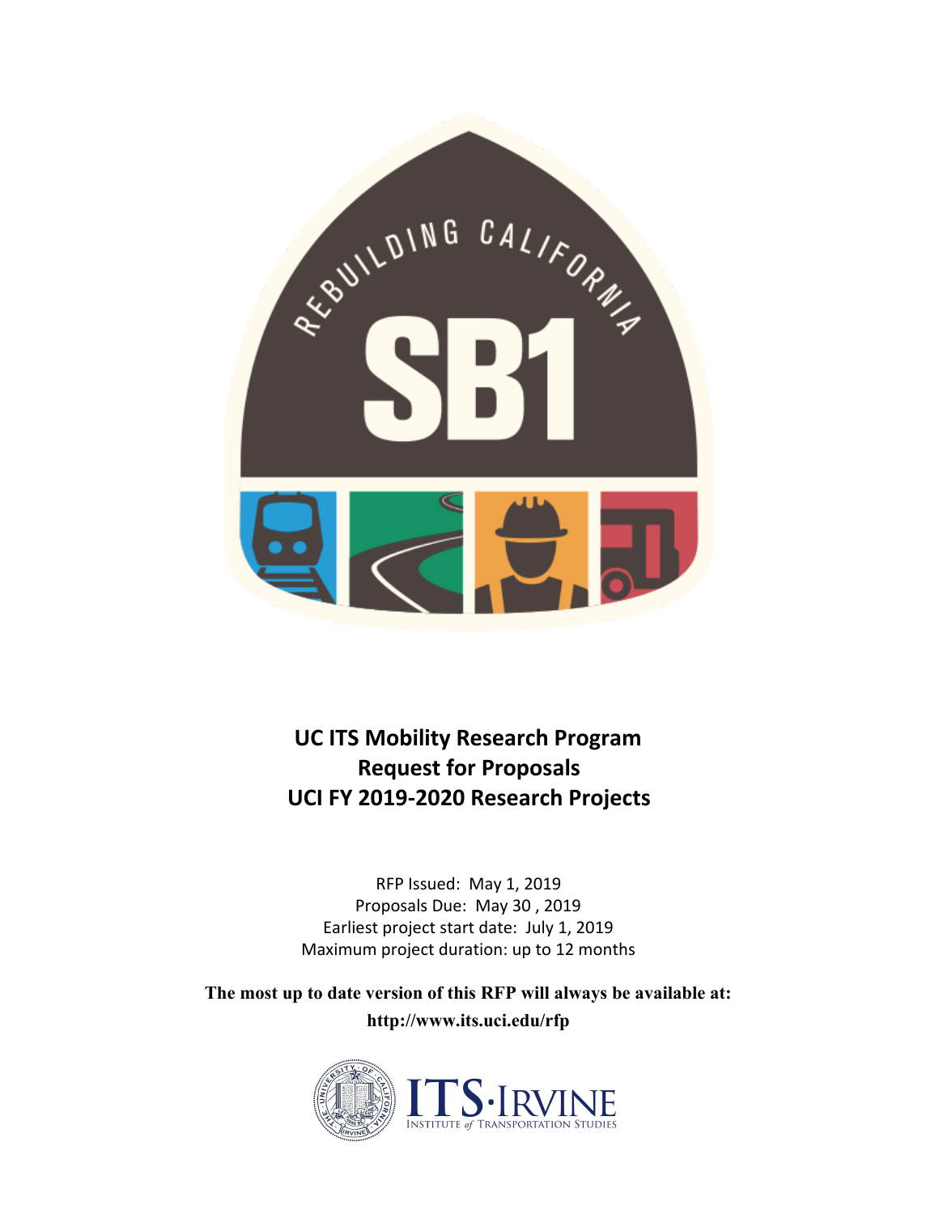# UC ITS Mobility Research Program
# Request for Proposals
# UCI FY 2019-2020 Research Projects

RFP Issued: May 1, 2019
Proposals Due: May 30 , 2019
Earliest project start date: July 1, 2019
Maximum project duration: up to 12 months

**The most up to date version of this RFP will always be available at:**
**http://www.its.uci.edu/rfp**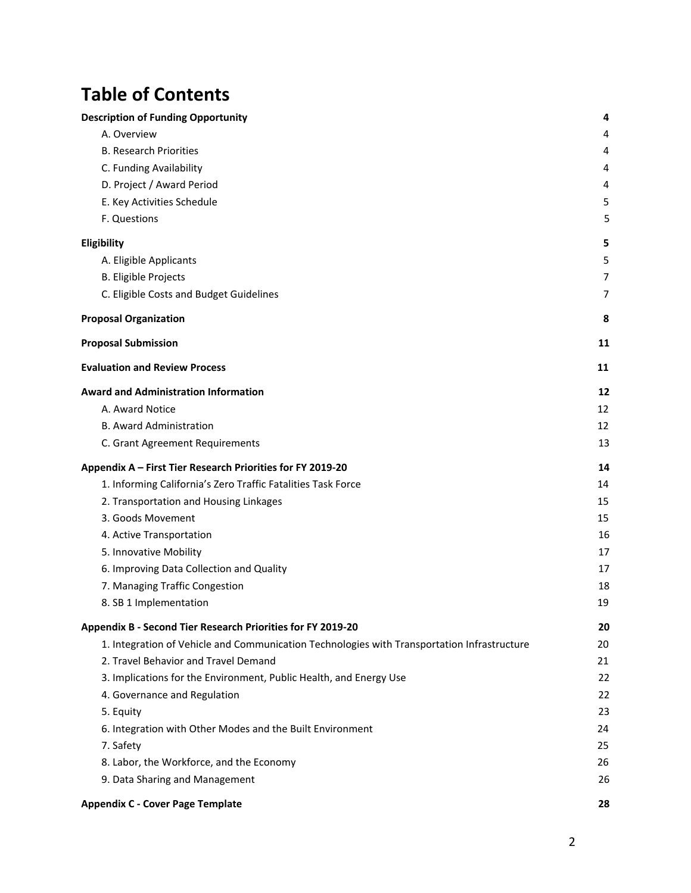# Table of Contents

| | |
|---|---|
| **Description of Funding Opportunity** | **4** |
| A. Overview | 4 |
| B. Research Priorities | 4 |
| C. Funding Availability | 4 |
| D. Project / Award Period | 4 |
| E. Key Activities Schedule | 5 |
| F. Questions | 5 |
| **Eligibility** | **5** |
| A. Eligible Applicants | 5 |
| B. Eligible Projects | 7 |
| C. Eligible Costs and Budget Guidelines | 7 |
| **Proposal Organization** | **8** |
| **Proposal Submission** | **11** |
| **Evaluation and Review Process** | **11** |
| **Award and Administration Information** | **12** |
| A. Award Notice | 12 |
| B. Award Administration | 12 |
| C. Grant Agreement Requirements | 13 |
| **Appendix A – First Tier Research Priorities for FY 2019-20** | **14** |
| 1. Informing California's Zero Traffic Fatalities Task Force | 14 |
| 2. Transportation and Housing Linkages | 15 |
| 3. Goods Movement | 15 |
| 4. Active Transportation | 16 |
| 5. Innovative Mobility | 17 |
| 6. Improving Data Collection and Quality | 17 |
| 7. Managing Traffic Congestion | 18 |
| 8. SB 1 Implementation | 19 |
| **Appendix B - Second Tier Research Priorities for FY 2019-20** | **20** |
| 1. Integration of Vehicle and Communication Technologies with Transportation Infrastructure | 20 |
| 2. Travel Behavior and Travel Demand | 21 |
| 3. Implications for the Environment, Public Health, and Energy Use | 22 |
| 4. Governance and Regulation | 22 |
| 5. Equity | 23 |
| 6. Integration with Other Modes and the Built Environment | 24 |
| 7. Safety | 25 |
| 8. Labor, the Workforce, and the Economy | 26 |
| 9. Data Sharing and Management | 26 |
| **Appendix C - Cover Page Template** | **28** |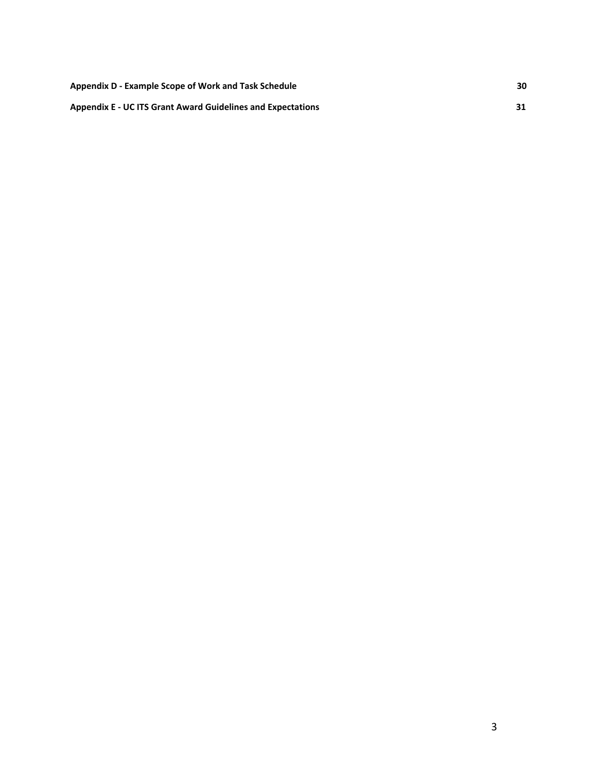**Appendix D - Example Scope of Work and Task Schedule** **30**

**Appendix E - UC ITS Grant Award Guidelines and Expectations** **31**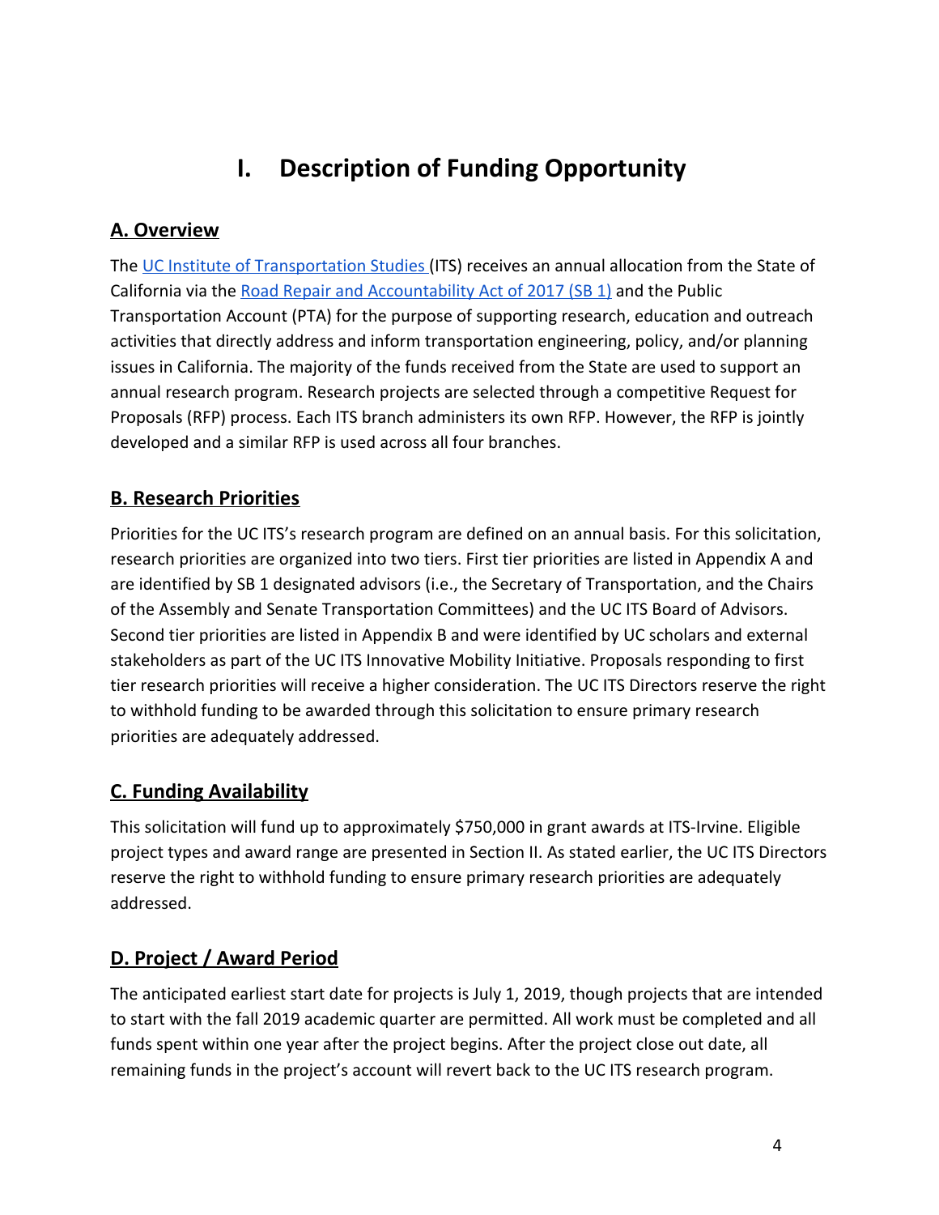# I. Description of Funding Opportunity

## A. Overview

The UC Institute of Transportation Studies (ITS) receives an annual allocation from the State of California via the Road Repair and Accountability Act of 2017 (SB 1) and the Public Transportation Account (PTA) for the purpose of supporting research, education and outreach activities that directly address and inform transportation engineering, policy, and/or planning issues in California. The majority of the funds received from the State are used to support an annual research program. Research projects are selected through a competitive Request for Proposals (RFP) process. Each ITS branch administers its own RFP. However, the RFP is jointly developed and a similar RFP is used across all four branches.

## B. Research Priorities

Priorities for the UC ITS's research program are defined on an annual basis. For this solicitation, research priorities are organized into two tiers. First tier priorities are listed in Appendix A and are identified by SB 1 designated advisors (i.e., the Secretary of Transportation, and the Chairs of the Assembly and Senate Transportation Committees) and the UC ITS Board of Advisors. Second tier priorities are listed in Appendix B and were identified by UC scholars and external stakeholders as part of the UC ITS Innovative Mobility Initiative. Proposals responding to first tier research priorities will receive a higher consideration. The UC ITS Directors reserve the right to withhold funding to be awarded through this solicitation to ensure primary research priorities are adequately addressed.

## C. Funding Availability

This solicitation will fund up to approximately $750,000 in grant awards at ITS-Irvine. Eligible project types and award range are presented in Section II. As stated earlier, the UC ITS Directors reserve the right to withhold funding to ensure primary research priorities are adequately addressed.

## D. Project / Award Period

The anticipated earliest start date for projects is July 1, 2019, though projects that are intended to start with the fall 2019 academic quarter are permitted. All work must be completed and all funds spent within one year after the project begins. After the project close out date, all remaining funds in the project's account will revert back to the UC ITS research program.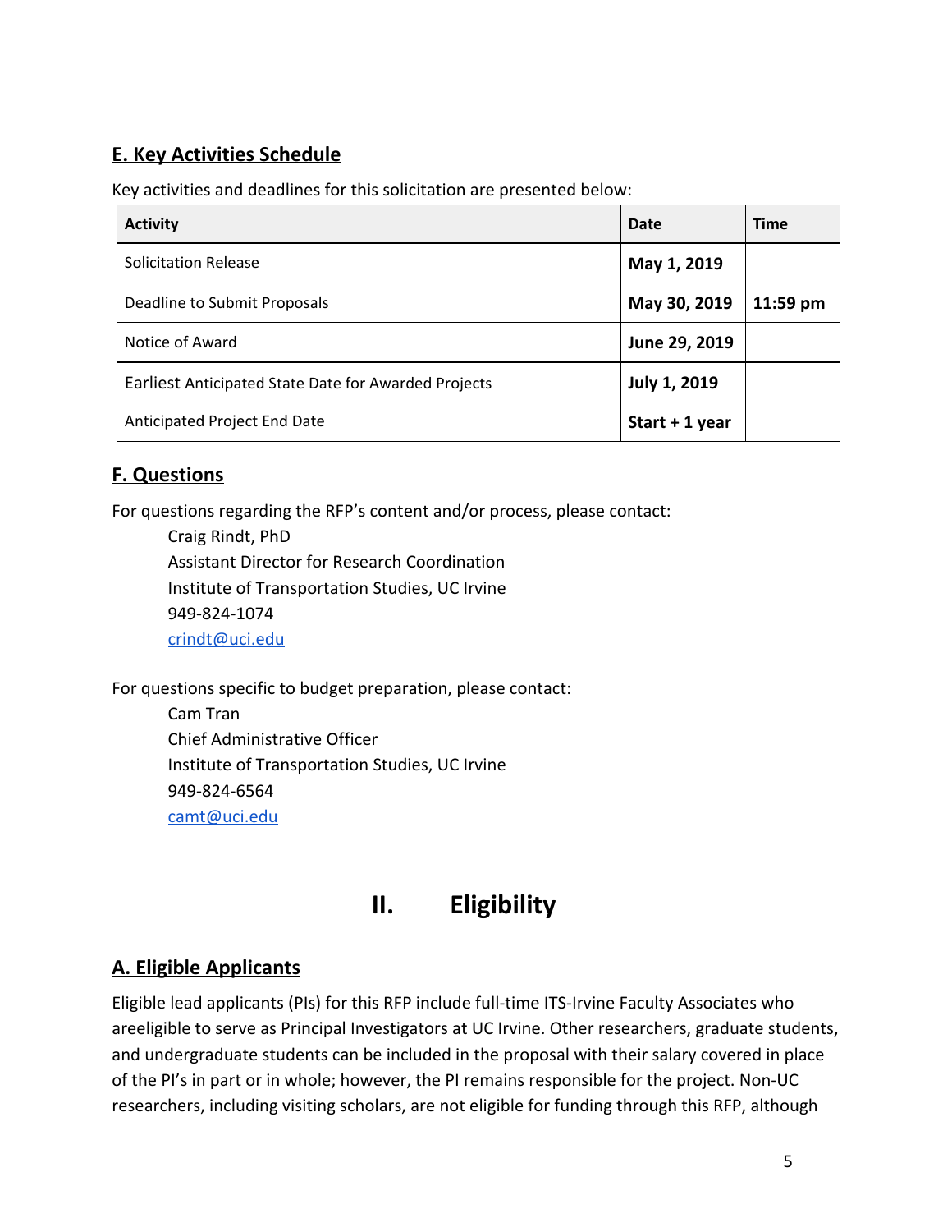## E. Key Activities Schedule

Key activities and deadlines for this solicitation are presented below:

| Activity | Date | Time |
|---|---|---|
| Solicitation Release | **May 1, 2019** | |
| Deadline to Submit Proposals | **May 30, 2019** | **11:59 pm** |
| Notice of Award | **June 29, 2019** | |
| Earliest Anticipated State Date for Awarded Projects | **July 1, 2019** | |
| Anticipated Project End Date | **Start + 1 year** | |

## F. Questions

For questions regarding the RFP's content and/or process, please contact:

Craig Rindt, PhD
Assistant Director for Research Coordination
Institute of Transportation Studies, UC Irvine
949-824-1074
crindt@uci.edu

For questions specific to budget preparation, please contact:

Cam Tran
Chief Administrative Officer
Institute of Transportation Studies, UC Irvine
949-824-6564
camt@uci.edu

# II. Eligibility

## A. Eligible Applicants

Eligible lead applicants (PIs) for this RFP include full-time ITS-Irvine Faculty Associates who areeligible to serve as Principal Investigators at UC Irvine. Other researchers, graduate students, and undergraduate students can be included in the proposal with their salary covered in place of the PI's in part or in whole; however, the PI remains responsible for the project. Non-UC researchers, including visiting scholars, are not eligible for funding through this RFP, although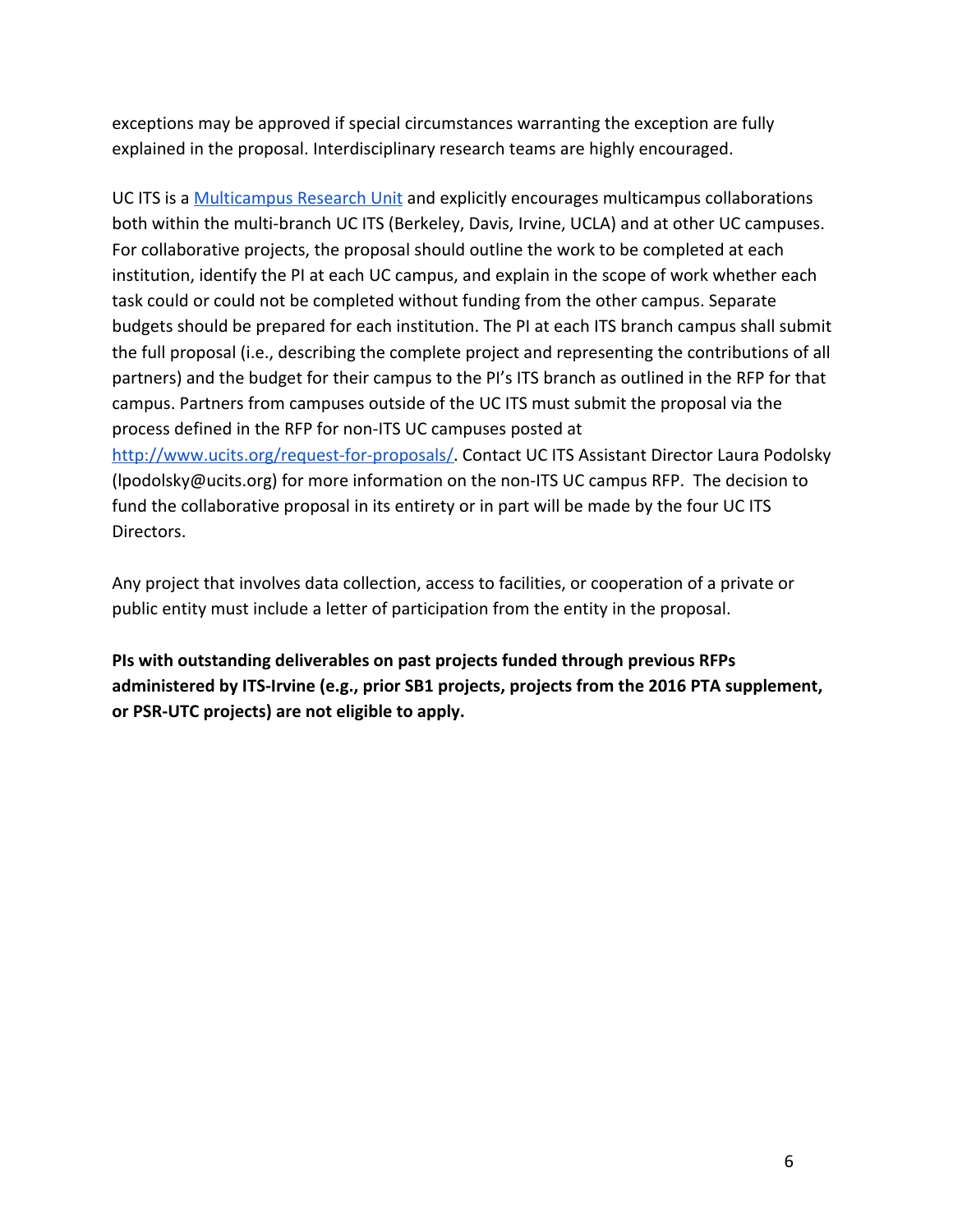exceptions may be approved if special circumstances warranting the exception are fully explained in the proposal. Interdisciplinary research teams are highly encouraged.

UC ITS is a [Multicampus Research Unit](Multicampus Research Unit) and explicitly encourages multicampus collaborations both within the multi-branch UC ITS (Berkeley, Davis, Irvine, UCLA) and at other UC campuses. For collaborative projects, the proposal should outline the work to be completed at each institution, identify the PI at each UC campus, and explain in the scope of work whether each task could or could not be completed without funding from the other campus. Separate budgets should be prepared for each institution. The PI at each ITS branch campus shall submit the full proposal (i.e., describing the complete project and representing the contributions of all partners) and the budget for their campus to the PI's ITS branch as outlined in the RFP for that campus. Partners from campuses outside of the UC ITS must submit the proposal via the process defined in the RFP for non-ITS UC campuses posted at [http://www.ucits.org/request-for-proposals/](http://www.ucits.org/request-for-proposals/). Contact UC ITS Assistant Director Laura Podolsky (lpodolsky@ucits.org) for more information on the non-ITS UC campus RFP. The decision to fund the collaborative proposal in its entirety or in part will be made by the four UC ITS Directors.

Any project that involves data collection, access to facilities, or cooperation of a private or public entity must include a letter of participation from the entity in the proposal.

**PIs with outstanding deliverables on past projects funded through previous RFPs administered by ITS-Irvine (e.g., prior SB1 projects, projects from the 2016 PTA supplement, or PSR-UTC projects) are not eligible to apply.**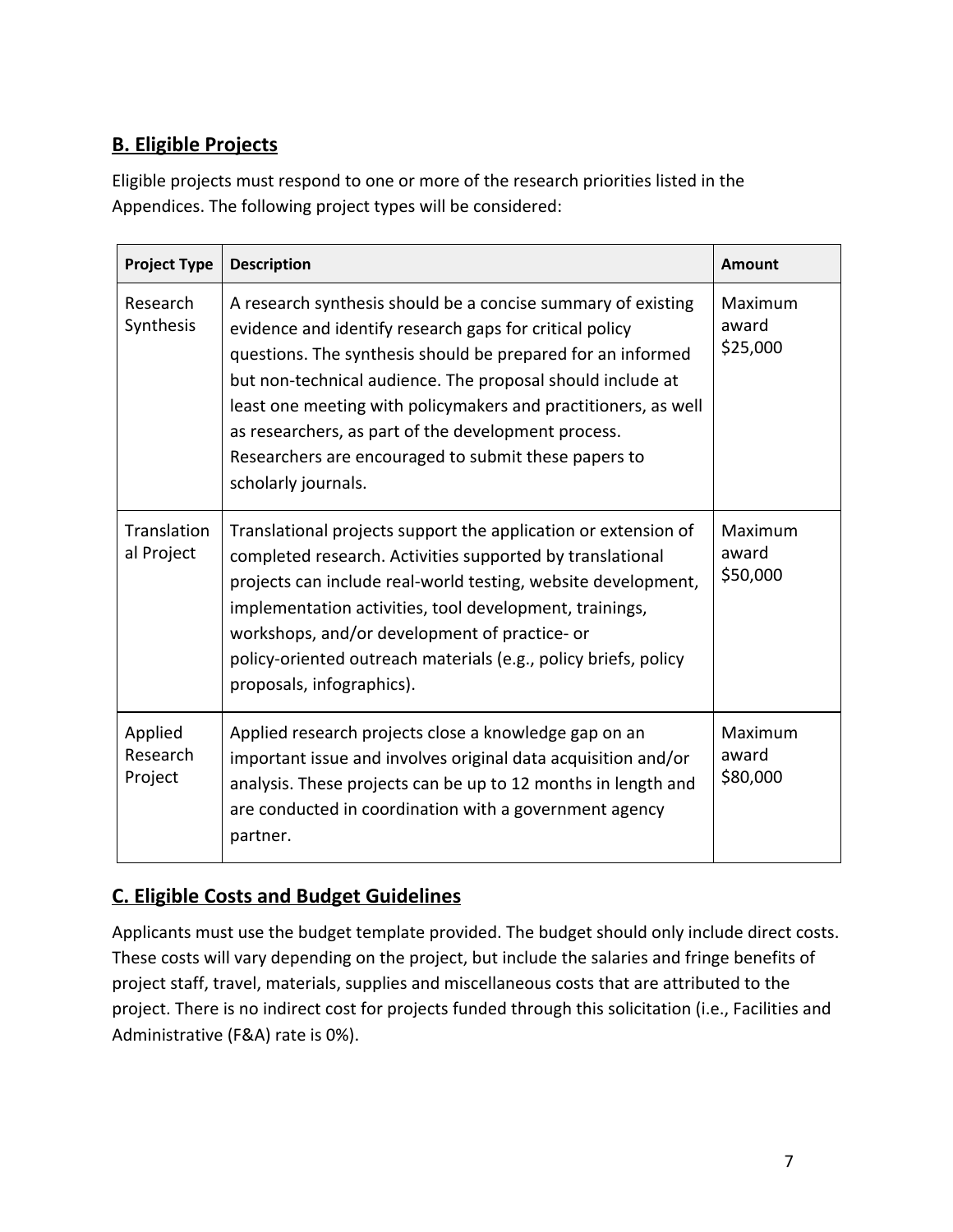## B. Eligible Projects

Eligible projects must respond to one or more of the research priorities listed in the Appendices. The following project types will be considered:

| Project Type | Description | Amount |
|---|---|---|
| Research Synthesis | A research synthesis should be a concise summary of existing evidence and identify research gaps for critical policy questions. The synthesis should be prepared for an informed but non-technical audience. The proposal should include at least one meeting with policymakers and practitioners, as well as researchers, as part of the development process. Researchers are encouraged to submit these papers to scholarly journals. | Maximum award $25,000 |
| Translational Project | Translational projects support the application or extension of completed research. Activities supported by translational projects can include real-world testing, website development, implementation activities, tool development, trainings, workshops, and/or development of practice- or policy-oriented outreach materials (e.g., policy briefs, policy proposals, infographics). | Maximum award $50,000 |
| Applied Research Project | Applied research projects close a knowledge gap on an important issue and involves original data acquisition and/or analysis. These projects can be up to 12 months in length and are conducted in coordination with a government agency partner. | Maximum award $80,000 |

## C. Eligible Costs and Budget Guidelines

Applicants must use the budget template provided. The budget should only include direct costs. These costs will vary depending on the project, but include the salaries and fringe benefits of project staff, travel, materials, supplies and miscellaneous costs that are attributed to the project. There is no indirect cost for projects funded through this solicitation (i.e., Facilities and Administrative (F&A) rate is 0%).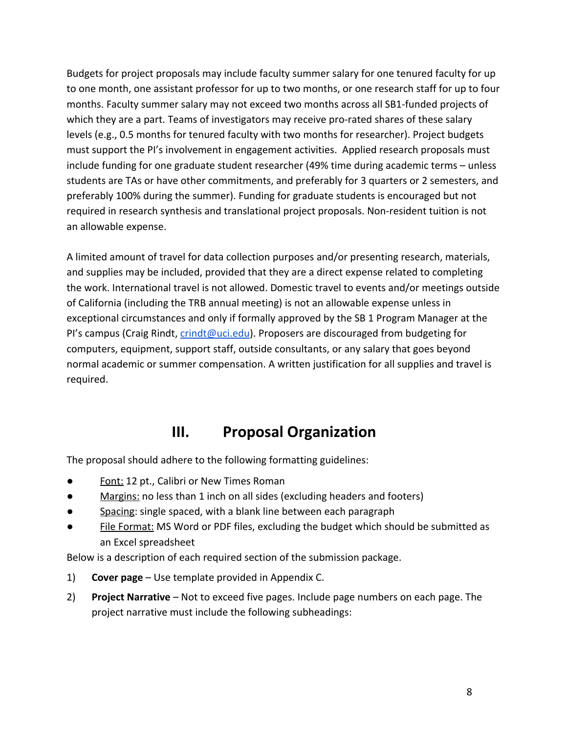Budgets for project proposals may include faculty summer salary for one tenured faculty for up to one month, one assistant professor for up to two months, or one research staff for up to four months. Faculty summer salary may not exceed two months across all SB1-funded projects of which they are a part. Teams of investigators may receive pro-rated shares of these salary levels (e.g., 0.5 months for tenured faculty with two months for researcher). Project budgets must support the PI's involvement in engagement activities. Applied research proposals must include funding for one graduate student researcher (49% time during academic terms – unless students are TAs or have other commitments, and preferably for 3 quarters or 2 semesters, and preferably 100% during the summer). Funding for graduate students is encouraged but not required in research synthesis and translational project proposals. Non-resident tuition is not an allowable expense.

A limited amount of travel for data collection purposes and/or presenting research, materials, and supplies may be included, provided that they are a direct expense related to completing the work. International travel is not allowed. Domestic travel to events and/or meetings outside of California (including the TRB annual meeting) is not an allowable expense unless in exceptional circumstances and only if formally approved by the SB 1 Program Manager at the PI's campus (Craig Rindt, [crindt@uci.edu](mailto:crindt@uci.edu)). Proposers are discouraged from budgeting for computers, equipment, support staff, outside consultants, or any salary that goes beyond normal academic or summer compensation. A written justification for all supplies and travel is required.

## III. Proposal Organization

The proposal should adhere to the following formatting guidelines:

- Font: 12 pt., Calibri or New Times Roman
- Margins: no less than 1 inch on all sides (excluding headers and footers)
- Spacing: single spaced, with a blank line between each paragraph
- File Format: MS Word or PDF files, excluding the budget which should be submitted as an Excel spreadsheet

Below is a description of each required section of the submission package.

1) **Cover page** – Use template provided in Appendix C.
2) **Project Narrative** – Not to exceed five pages. Include page numbers on each page. The project narrative must include the following subheadings: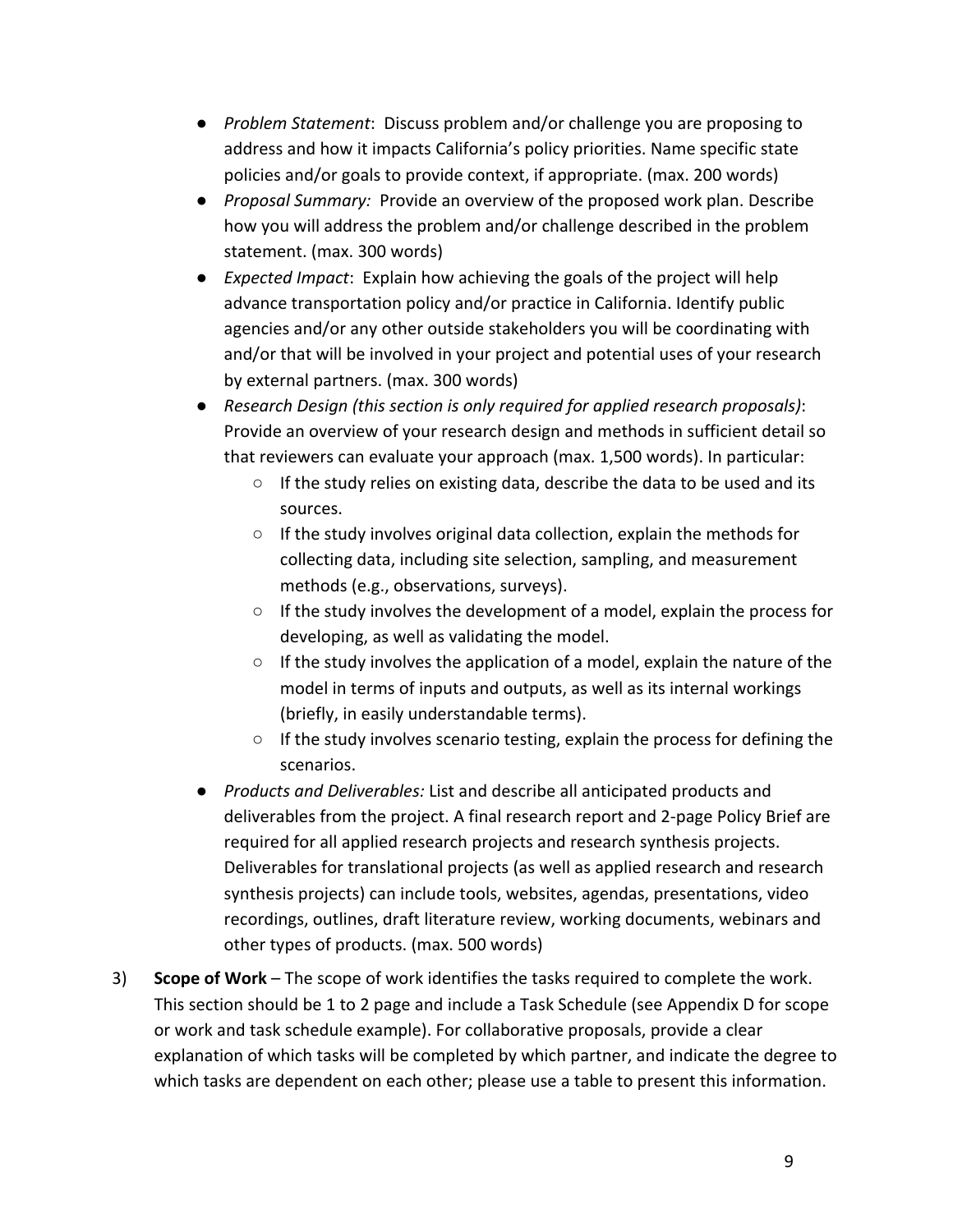- *Problem Statement*: Discuss problem and/or challenge you are proposing to address and how it impacts California's policy priorities. Name specific state policies and/or goals to provide context, if appropriate. (max. 200 words)
- *Proposal Summary:* Provide an overview of the proposed work plan. Describe how you will address the problem and/or challenge described in the problem statement. (max. 300 words)
- *Expected Impact*: Explain how achieving the goals of the project will help advance transportation policy and/or practice in California. Identify public agencies and/or any other outside stakeholders you will be coordinating with and/or that will be involved in your project and potential uses of your research by external partners. (max. 300 words)
- *Research Design (this section is only required for applied research proposals)*: Provide an overview of your research design and methods in sufficient detail so that reviewers can evaluate your approach (max. 1,500 words). In particular:
    - If the study relies on existing data, describe the data to be used and its sources.
    - If the study involves original data collection, explain the methods for collecting data, including site selection, sampling, and measurement methods (e.g., observations, surveys).
    - If the study involves the development of a model, explain the process for developing, as well as validating the model.
    - If the study involves the application of a model, explain the nature of the model in terms of inputs and outputs, as well as its internal workings (briefly, in easily understandable terms).
    - If the study involves scenario testing, explain the process for defining the scenarios.
- *Products and Deliverables:* List and describe all anticipated products and deliverables from the project. A final research report and 2-page Policy Brief are required for all applied research projects and research synthesis projects. Deliverables for translational projects (as well as applied research and research synthesis projects) can include tools, websites, agendas, presentations, video recordings, outlines, draft literature review, working documents, webinars and other types of products. (max. 500 words)

3) **Scope of Work** – The scope of work identifies the tasks required to complete the work. This section should be 1 to 2 page and include a Task Schedule (see Appendix D for scope or work and task schedule example). For collaborative proposals, provide a clear explanation of which tasks will be completed by which partner, and indicate the degree to which tasks are dependent on each other; please use a table to present this information.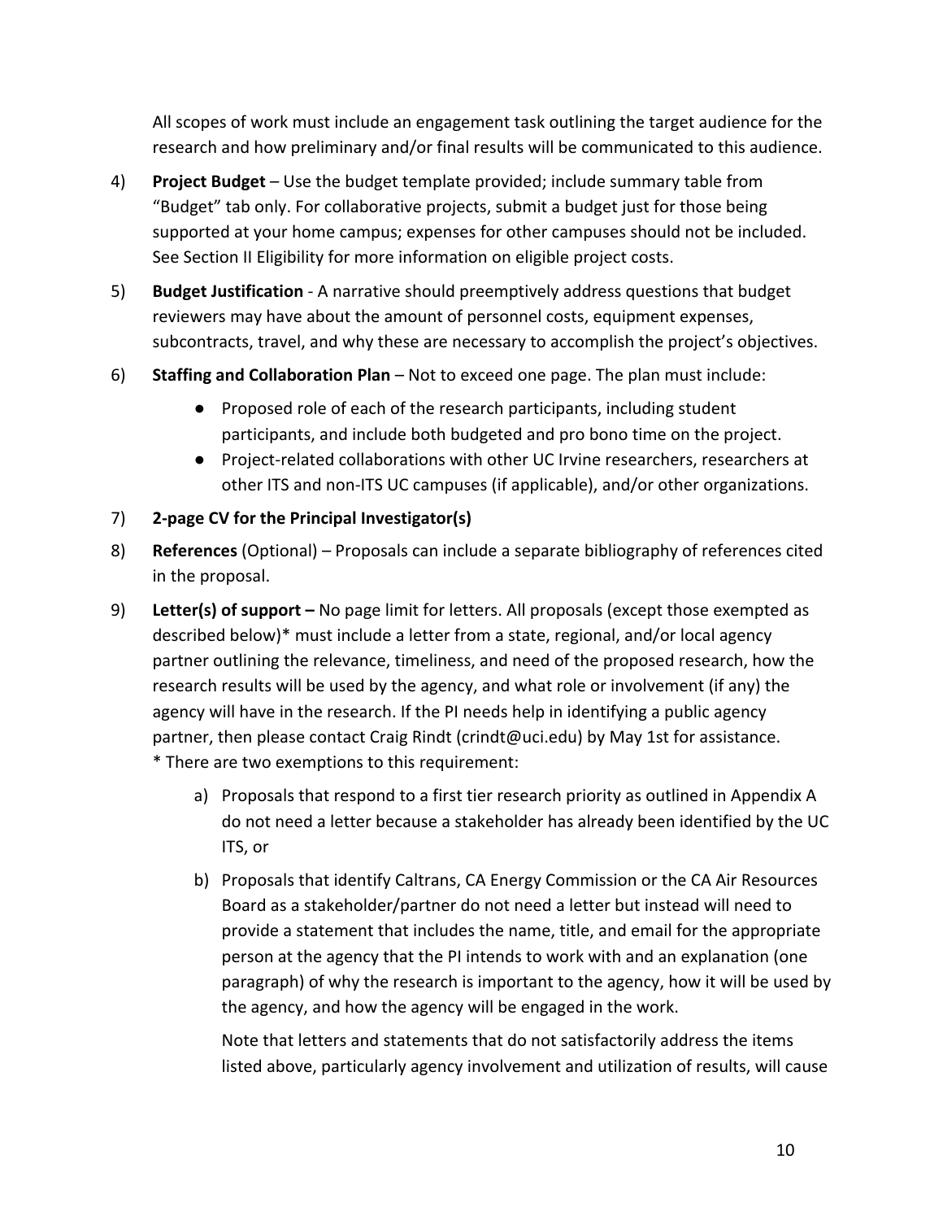All scopes of work must include an engagement task outlining the target audience for the research and how preliminary and/or final results will be communicated to this audience.

4) **Project Budget** – Use the budget template provided; include summary table from "Budget" tab only. For collaborative projects, submit a budget just for those being supported at your home campus; expenses for other campuses should not be included. See Section II Eligibility for more information on eligible project costs.

5) **Budget Justification** - A narrative should preemptively address questions that budget reviewers may have about the amount of personnel costs, equipment expenses, subcontracts, travel, and why these are necessary to accomplish the project's objectives.

6) **Staffing and Collaboration Plan** – Not to exceed one page. The plan must include:
   - Proposed role of each of the research participants, including student participants, and include both budgeted and pro bono time on the project.
   - Project-related collaborations with other UC Irvine researchers, researchers at other ITS and non-ITS UC campuses (if applicable), and/or other organizations.

7) **2-page CV for the Principal Investigator(s)**

8) **References** (Optional) – Proposals can include a separate bibliography of references cited in the proposal.

9) **Letter(s) of support –** No page limit for letters. All proposals (except those exempted as described below)* must include a letter from a state, regional, and/or local agency partner outlining the relevance, timeliness, and need of the proposed research, how the research results will be used by the agency, and what role or involvement (if any) the agency will have in the research. If the PI needs help in identifying a public agency partner, then please contact Craig Rindt (crindt@uci.edu) by May 1st for assistance.
   * There are two exemptions to this requirement:
   
   a) Proposals that respond to a first tier research priority as outlined in Appendix A do not need a letter because a stakeholder has already been identified by the UC ITS, or
   
   b) Proposals that identify Caltrans, CA Energy Commission or the CA Air Resources Board as a stakeholder/partner do not need a letter but instead will need to provide a statement that includes the name, title, and email for the appropriate person at the agency that the PI intends to work with and an explanation (one paragraph) of why the research is important to the agency, how it will be used by the agency, and how the agency will be engaged in the work.
   
   Note that letters and statements that do not satisfactorily address the items listed above, particularly agency involvement and utilization of results, will cause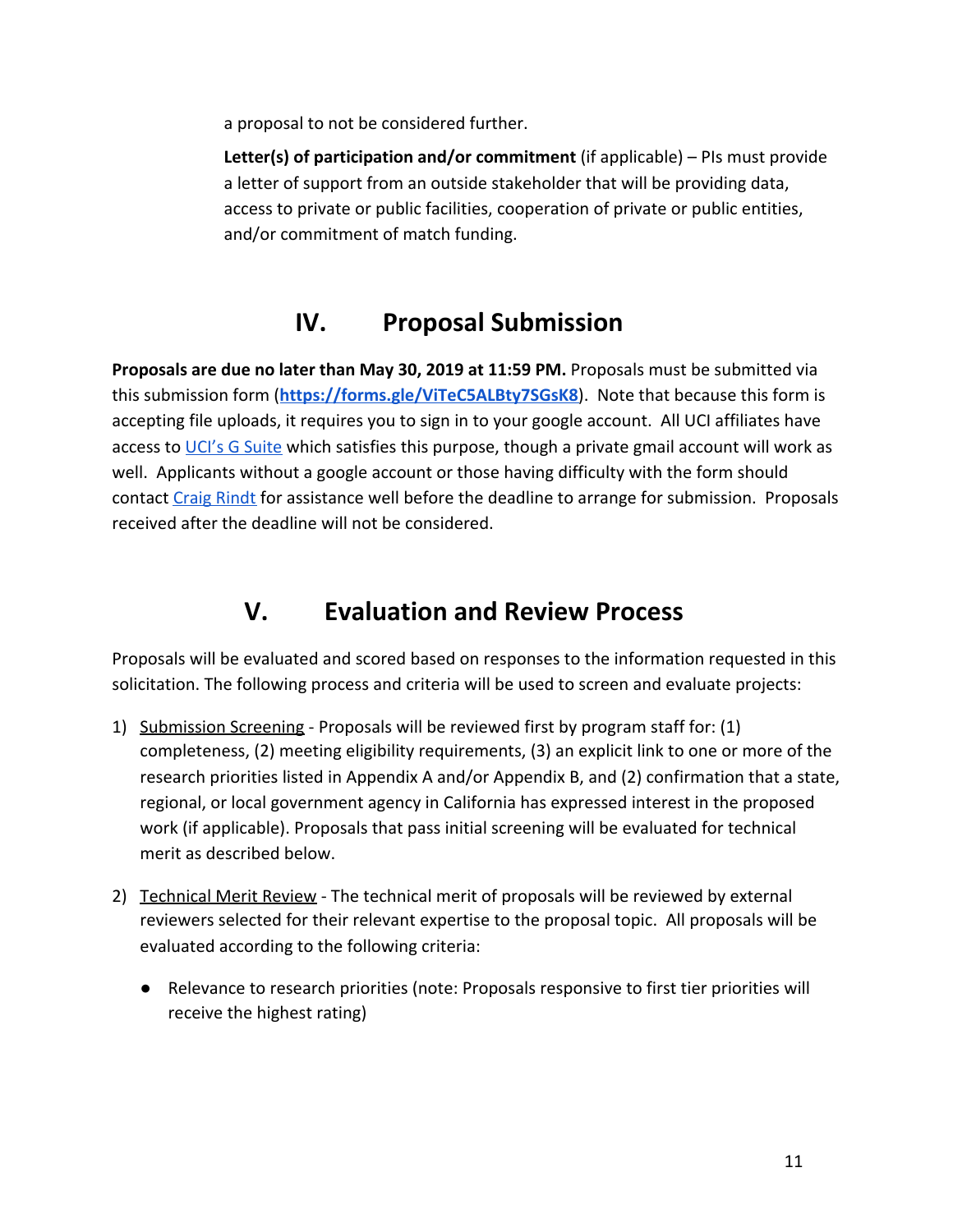a proposal to not be considered further.

**Letter(s) of participation and/or commitment** (if applicable) – PIs must provide a letter of support from an outside stakeholder that will be providing data, access to private or public facilities, cooperation of private or public entities, and/or commitment of match funding.

# IV. Proposal Submission

**Proposals are due no later than May 30, 2019 at 11:59 PM.** Proposals must be submitted via this submission form (**https://forms.gle/ViTeC5ALBty7SGsK8**). Note that because this form is accepting file uploads, it requires you to sign in to your google account. All UCI affiliates have access to UCI's G Suite which satisfies this purpose, though a private gmail account will work as well. Applicants without a google account or those having difficulty with the form should contact Craig Rindt for assistance well before the deadline to arrange for submission. Proposals received after the deadline will not be considered.

# V. Evaluation and Review Process

Proposals will be evaluated and scored based on responses to the information requested in this solicitation. The following process and criteria will be used to screen and evaluate projects:

1) Submission Screening - Proposals will be reviewed first by program staff for: (1) completeness, (2) meeting eligibility requirements, (3) an explicit link to one or more of the research priorities listed in Appendix A and/or Appendix B, and (2) confirmation that a state, regional, or local government agency in California has expressed interest in the proposed work (if applicable). Proposals that pass initial screening will be evaluated for technical merit as described below.

2) Technical Merit Review - The technical merit of proposals will be reviewed by external reviewers selected for their relevant expertise to the proposal topic. All proposals will be evaluated according to the following criteria:

   - Relevance to research priorities (note: Proposals responsive to first tier priorities will receive the highest rating)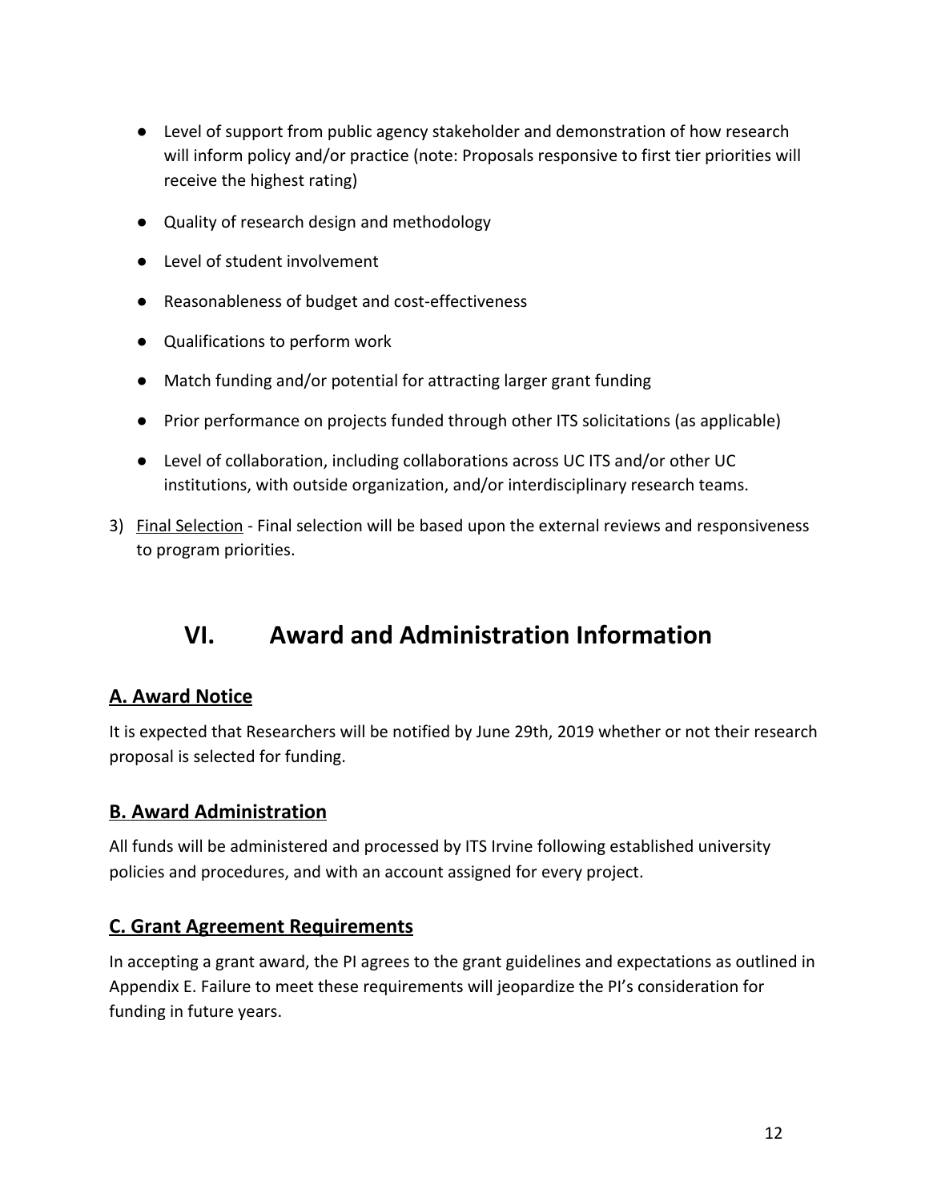- Level of support from public agency stakeholder and demonstration of how research will inform policy and/or practice (note: Proposals responsive to first tier priorities will receive the highest rating)
- Quality of research design and methodology
- Level of student involvement
- Reasonableness of budget and cost-effectiveness
- Qualifications to perform work
- Match funding and/or potential for attracting larger grant funding
- Prior performance on projects funded through other ITS solicitations (as applicable)
- Level of collaboration, including collaborations across UC ITS and/or other UC institutions, with outside organization, and/or interdisciplinary research teams.

3) Final Selection - Final selection will be based upon the external reviews and responsiveness to program priorities.

# VI. Award and Administration Information

## A. Award Notice

It is expected that Researchers will be notified by June 29th, 2019 whether or not their research proposal is selected for funding.

## B. Award Administration

All funds will be administered and processed by ITS Irvine following established university policies and procedures, and with an account assigned for every project.

## C. Grant Agreement Requirements

In accepting a grant award, the PI agrees to the grant guidelines and expectations as outlined in Appendix E. Failure to meet these requirements will jeopardize the PI's consideration for funding in future years.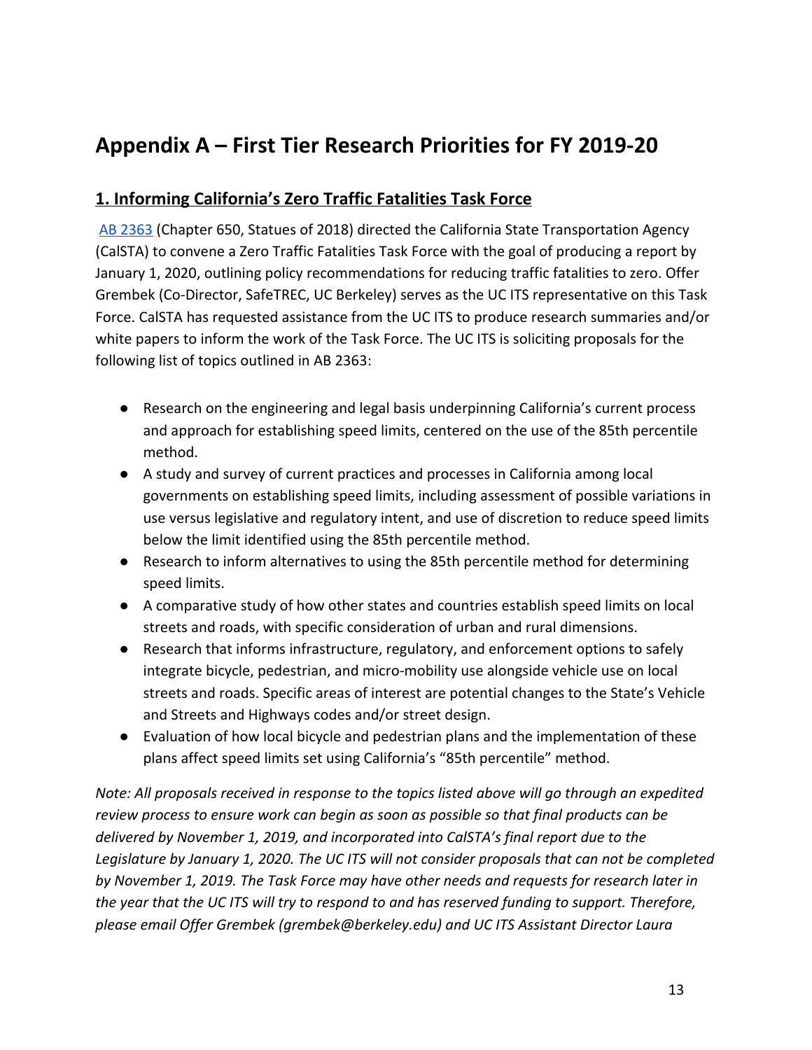# Appendix A – First Tier Research Priorities for FY 2019-20

## 1. Informing California's Zero Traffic Fatalities Task Force

[AB 2363](AB 2363) (Chapter 650, Statues of 2018) directed the California State Transportation Agency (CalSTA) to convene a Zero Traffic Fatalities Task Force with the goal of producing a report by January 1, 2020, outlining policy recommendations for reducing traffic fatalities to zero. Offer Grembek (Co-Director, SafeTREC, UC Berkeley) serves as the UC ITS representative on this Task Force. CalSTA has requested assistance from the UC ITS to produce research summaries and/or white papers to inform the work of the Task Force. The UC ITS is soliciting proposals for the following list of topics outlined in AB 2363:

- Research on the engineering and legal basis underpinning California's current process and approach for establishing speed limits, centered on the use of the 85th percentile method.
- A study and survey of current practices and processes in California among local governments on establishing speed limits, including assessment of possible variations in use versus legislative and regulatory intent, and use of discretion to reduce speed limits below the limit identified using the 85th percentile method.
- Research to inform alternatives to using the 85th percentile method for determining speed limits.
- A comparative study of how other states and countries establish speed limits on local streets and roads, with specific consideration of urban and rural dimensions.
- Research that informs infrastructure, regulatory, and enforcement options to safely integrate bicycle, pedestrian, and micro-mobility use alongside vehicle use on local streets and roads. Specific areas of interest are potential changes to the State's Vehicle and Streets and Highways codes and/or street design.
- Evaluation of how local bicycle and pedestrian plans and the implementation of these plans affect speed limits set using California's "85th percentile" method.

*Note: All proposals received in response to the topics listed above will go through an expedited review process to ensure work can begin as soon as possible so that final products can be delivered by November 1, 2019, and incorporated into CalSTA's final report due to the Legislature by January 1, 2020. The UC ITS will not consider proposals that can not be completed by November 1, 2019. The Task Force may have other needs and requests for research later in the year that the UC ITS will try to respond to and has reserved funding to support. Therefore, please email Offer Grembek (grembek@berkeley.edu) and UC ITS Assistant Director Laura*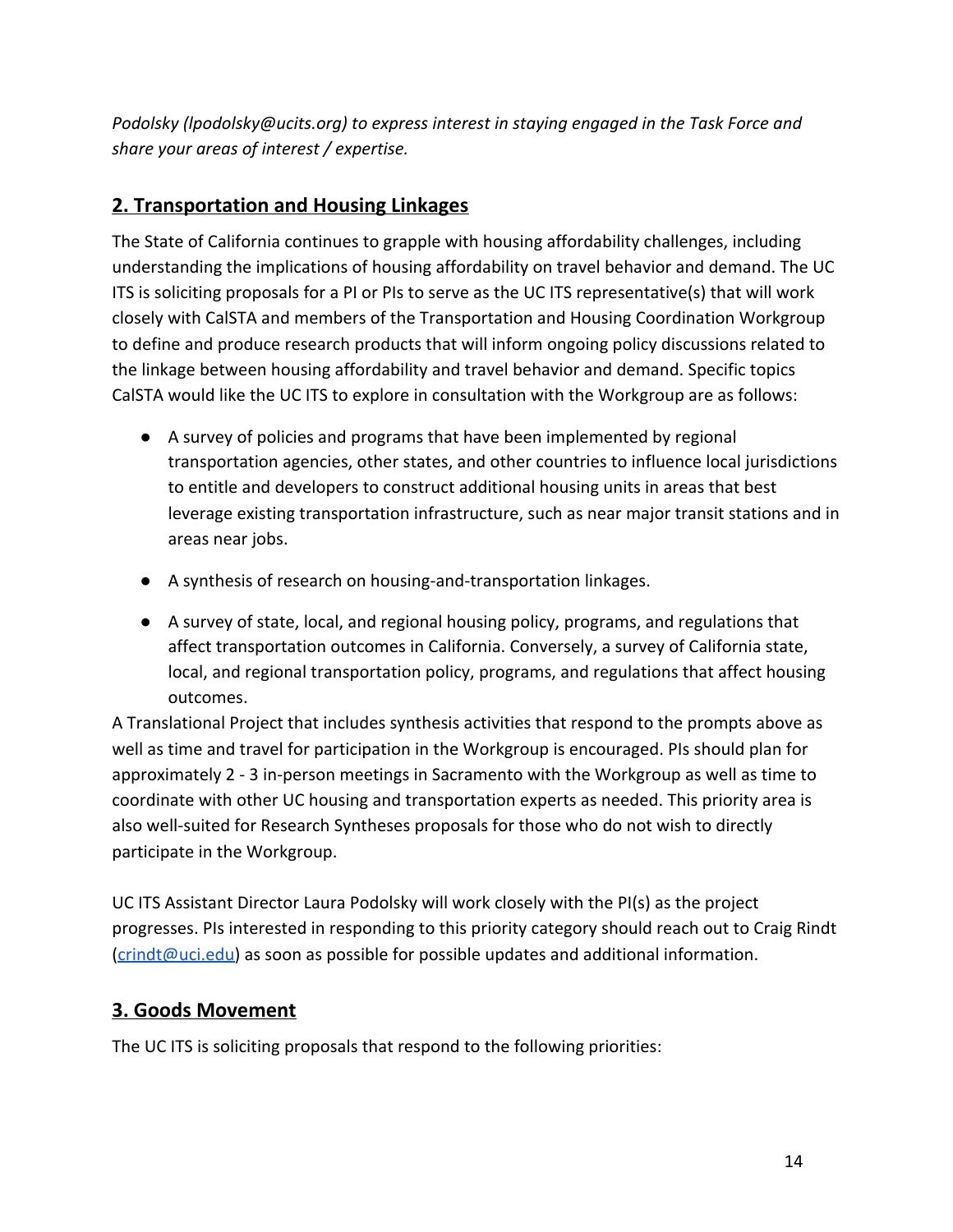*Podolsky (lpodolsky@ucits.org) to express interest in staying engaged in the Task Force and share your areas of interest / expertise.*

## 2. Transportation and Housing Linkages

The State of California continues to grapple with housing affordability challenges, including understanding the implications of housing affordability on travel behavior and demand. The UC ITS is soliciting proposals for a PI or PIs to serve as the UC ITS representative(s) that will work closely with CalSTA and members of the Transportation and Housing Coordination Workgroup to define and produce research products that will inform ongoing policy discussions related to the linkage between housing affordability and travel behavior and demand. Specific topics CalSTA would like the UC ITS to explore in consultation with the Workgroup are as follows:

- A survey of policies and programs that have been implemented by regional transportation agencies, other states, and other countries to influence local jurisdictions to entitle and developers to construct additional housing units in areas that best leverage existing transportation infrastructure, such as near major transit stations and in areas near jobs.
- A synthesis of research on housing-and-transportation linkages.
- A survey of state, local, and regional housing policy, programs, and regulations that affect transportation outcomes in California. Conversely, a survey of California state, local, and regional transportation policy, programs, and regulations that affect housing outcomes.

A Translational Project that includes synthesis activities that respond to the prompts above as well as time and travel for participation in the Workgroup is encouraged. PIs should plan for approximately 2 - 3 in-person meetings in Sacramento with the Workgroup as well as time to coordinate with other UC housing and transportation experts as needed. This priority area is also well-suited for Research Syntheses proposals for those who do not wish to directly participate in the Workgroup.

UC ITS Assistant Director Laura Podolsky will work closely with the PI(s) as the project progresses. PIs interested in responding to this priority category should reach out to Craig Rindt (crindt@uci.edu) as soon as possible for possible updates and additional information.

## 3. Goods Movement

The UC ITS is soliciting proposals that respond to the following priorities: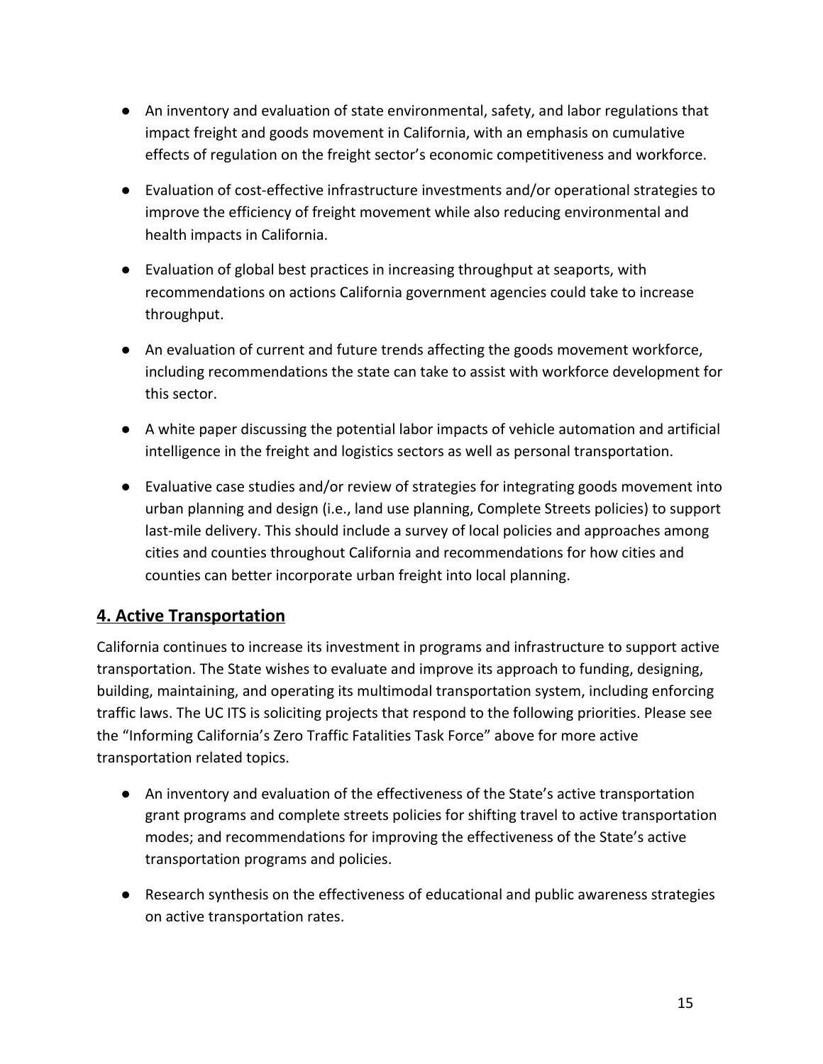- An inventory and evaluation of state environmental, safety, and labor regulations that impact freight and goods movement in California, with an emphasis on cumulative effects of regulation on the freight sector's economic competitiveness and workforce.
- Evaluation of cost-effective infrastructure investments and/or operational strategies to improve the efficiency of freight movement while also reducing environmental and health impacts in California.
- Evaluation of global best practices in increasing throughput at seaports, with recommendations on actions California government agencies could take to increase throughput.
- An evaluation of current and future trends affecting the goods movement workforce, including recommendations the state can take to assist with workforce development for this sector.
- A white paper discussing the potential labor impacts of vehicle automation and artificial intelligence in the freight and logistics sectors as well as personal transportation.
- Evaluative case studies and/or review of strategies for integrating goods movement into urban planning and design (i.e., land use planning, Complete Streets policies) to support last-mile delivery. This should include a survey of local policies and approaches among cities and counties throughout California and recommendations for how cities and counties can better incorporate urban freight into local planning.

## 4. Active Transportation

California continues to increase its investment in programs and infrastructure to support active transportation. The State wishes to evaluate and improve its approach to funding, designing, building, maintaining, and operating its multimodal transportation system, including enforcing traffic laws. The UC ITS is soliciting projects that respond to the following priorities. Please see the "Informing California's Zero Traffic Fatalities Task Force" above for more active transportation related topics.

- An inventory and evaluation of the effectiveness of the State's active transportation grant programs and complete streets policies for shifting travel to active transportation modes; and recommendations for improving the effectiveness of the State's active transportation programs and policies.
- Research synthesis on the effectiveness of educational and public awareness strategies on active transportation rates.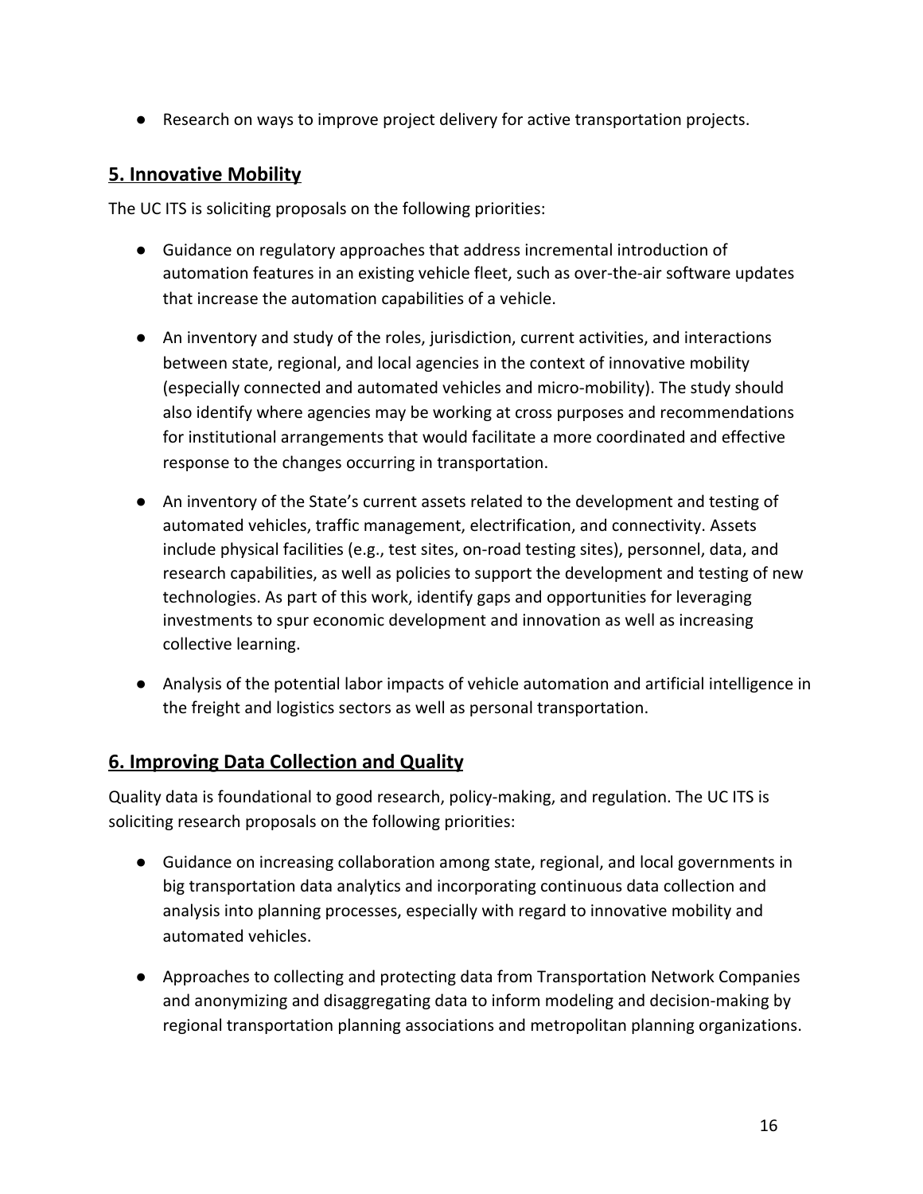- Research on ways to improve project delivery for active transportation projects.

## 5. Innovative Mobility

The UC ITS is soliciting proposals on the following priorities:

- Guidance on regulatory approaches that address incremental introduction of automation features in an existing vehicle fleet, such as over-the-air software updates that increase the automation capabilities of a vehicle.
- An inventory and study of the roles, jurisdiction, current activities, and interactions between state, regional, and local agencies in the context of innovative mobility (especially connected and automated vehicles and micro-mobility). The study should also identify where agencies may be working at cross purposes and recommendations for institutional arrangements that would facilitate a more coordinated and effective response to the changes occurring in transportation.
- An inventory of the State's current assets related to the development and testing of automated vehicles, traffic management, electrification, and connectivity. Assets include physical facilities (e.g., test sites, on-road testing sites), personnel, data, and research capabilities, as well as policies to support the development and testing of new technologies. As part of this work, identify gaps and opportunities for leveraging investments to spur economic development and innovation as well as increasing collective learning.
- Analysis of the potential labor impacts of vehicle automation and artificial intelligence in the freight and logistics sectors as well as personal transportation.

## 6. Improving Data Collection and Quality

Quality data is foundational to good research, policy-making, and regulation. The UC ITS is soliciting research proposals on the following priorities:

- Guidance on increasing collaboration among state, regional, and local governments in big transportation data analytics and incorporating continuous data collection and analysis into planning processes, especially with regard to innovative mobility and automated vehicles.
- Approaches to collecting and protecting data from Transportation Network Companies and anonymizing and disaggregating data to inform modeling and decision-making by regional transportation planning associations and metropolitan planning organizations.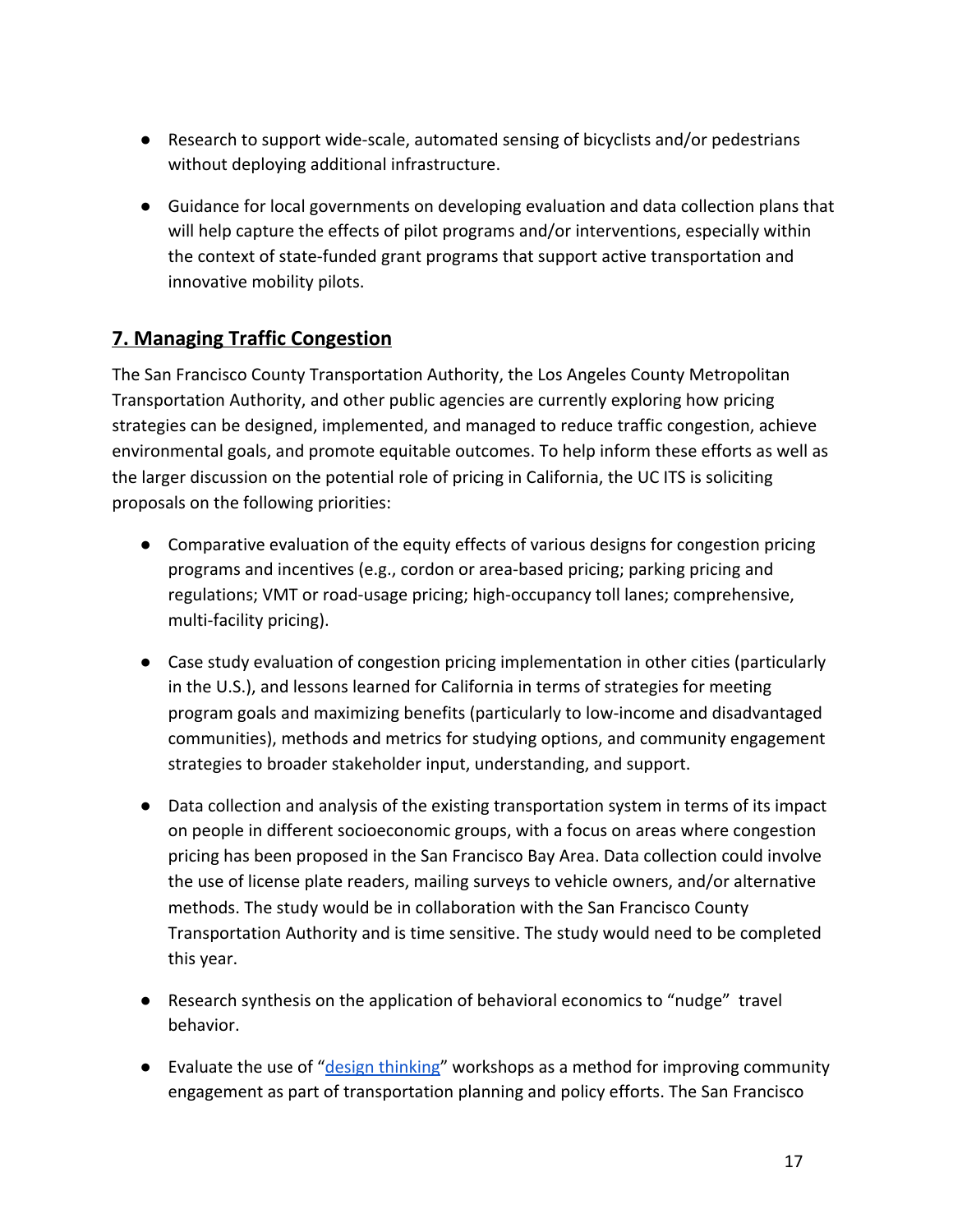- Research to support wide-scale, automated sensing of bicyclists and/or pedestrians without deploying additional infrastructure.

- Guidance for local governments on developing evaluation and data collection plans that will help capture the effects of pilot programs and/or interventions, especially within the context of state-funded grant programs that support active transportation and innovative mobility pilots.

## 7. Managing Traffic Congestion

The San Francisco County Transportation Authority, the Los Angeles County Metropolitan Transportation Authority, and other public agencies are currently exploring how pricing strategies can be designed, implemented, and managed to reduce traffic congestion, achieve environmental goals, and promote equitable outcomes. To help inform these efforts as well as the larger discussion on the potential role of pricing in California, the UC ITS is soliciting proposals on the following priorities:

- Comparative evaluation of the equity effects of various designs for congestion pricing programs and incentives (e.g., cordon or area-based pricing; parking pricing and regulations; VMT or road-usage pricing; high-occupancy toll lanes; comprehensive, multi-facility pricing).

- Case study evaluation of congestion pricing implementation in other cities (particularly in the U.S.), and lessons learned for California in terms of strategies for meeting program goals and maximizing benefits (particularly to low-income and disadvantaged communities), methods and metrics for studying options, and community engagement strategies to broader stakeholder input, understanding, and support.

- Data collection and analysis of the existing transportation system in terms of its impact on people in different socioeconomic groups, with a focus on areas where congestion pricing has been proposed in the San Francisco Bay Area. Data collection could involve the use of license plate readers, mailing surveys to vehicle owners, and/or alternative methods. The study would be in collaboration with the San Francisco County Transportation Authority and is time sensitive. The study would need to be completed this year.

- Research synthesis on the application of behavioral economics to "nudge" travel behavior.

- Evaluate the use of "design thinking" workshops as a method for improving community engagement as part of transportation planning and policy efforts. The San Francisco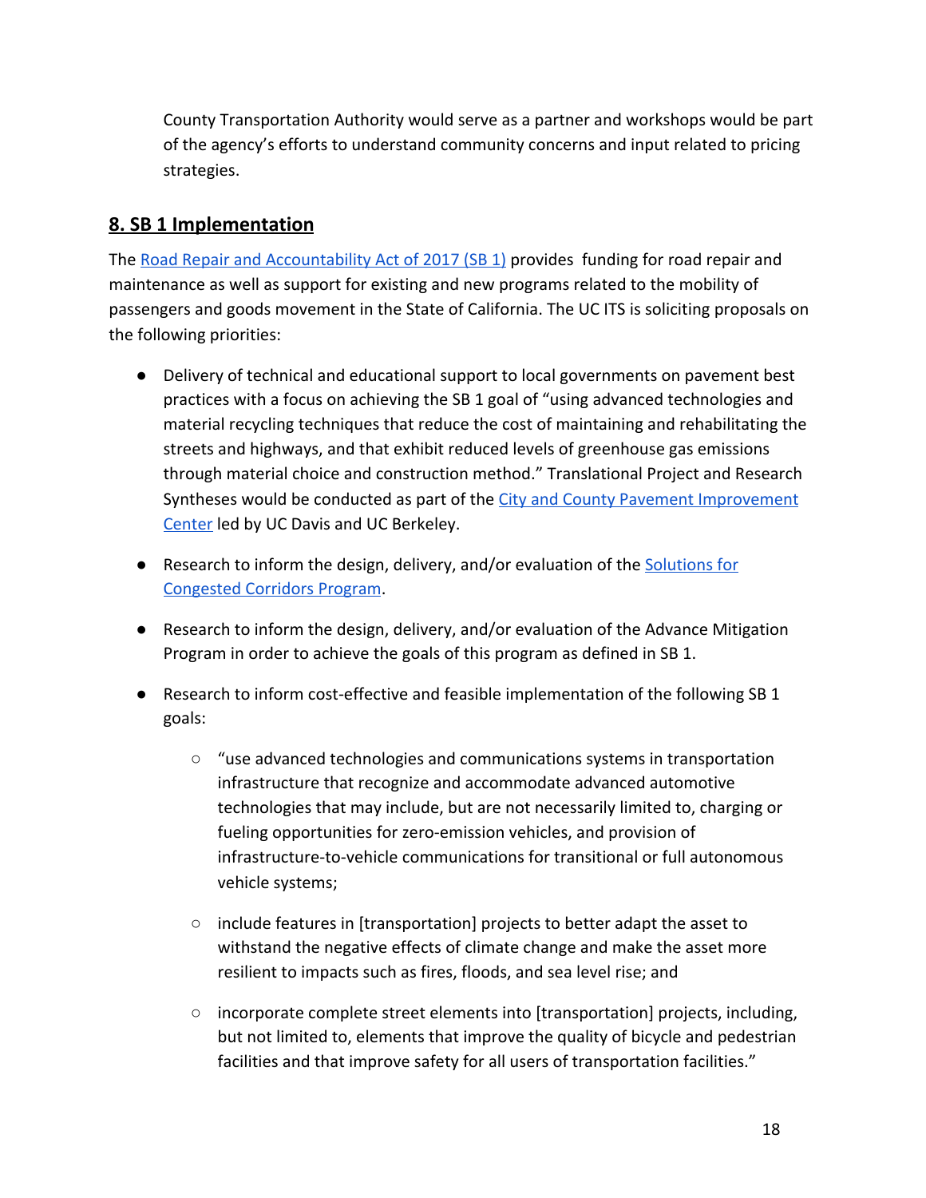County Transportation Authority would serve as a partner and workshops would be part of the agency's efforts to understand community concerns and input related to pricing strategies.

## 8. SB 1 Implementation

The Road Repair and Accountability Act of 2017 (SB 1) provides funding for road repair and maintenance as well as support for existing and new programs related to the mobility of passengers and goods movement in the State of California. The UC ITS is soliciting proposals on the following priorities:

- Delivery of technical and educational support to local governments on pavement best practices with a focus on achieving the SB 1 goal of "using advanced technologies and material recycling techniques that reduce the cost of maintaining and rehabilitating the streets and highways, and that exhibit reduced levels of greenhouse gas emissions through material choice and construction method." Translational Project and Research Syntheses would be conducted as part of the City and County Pavement Improvement Center led by UC Davis and UC Berkeley.

- Research to inform the design, delivery, and/or evaluation of the Solutions for Congested Corridors Program.

- Research to inform the design, delivery, and/or evaluation of the Advance Mitigation Program in order to achieve the goals of this program as defined in SB 1.

- Research to inform cost-effective and feasible implementation of the following SB 1 goals:

    - "use advanced technologies and communications systems in transportation infrastructure that recognize and accommodate advanced automotive technologies that may include, but are not necessarily limited to, charging or fueling opportunities for zero-emission vehicles, and provision of infrastructure-to-vehicle communications for transitional or full autonomous vehicle systems;

    - include features in [transportation] projects to better adapt the asset to withstand the negative effects of climate change and make the asset more resilient to impacts such as fires, floods, and sea level rise; and

    - incorporate complete street elements into [transportation] projects, including, but not limited to, elements that improve the quality of bicycle and pedestrian facilities and that improve safety for all users of transportation facilities."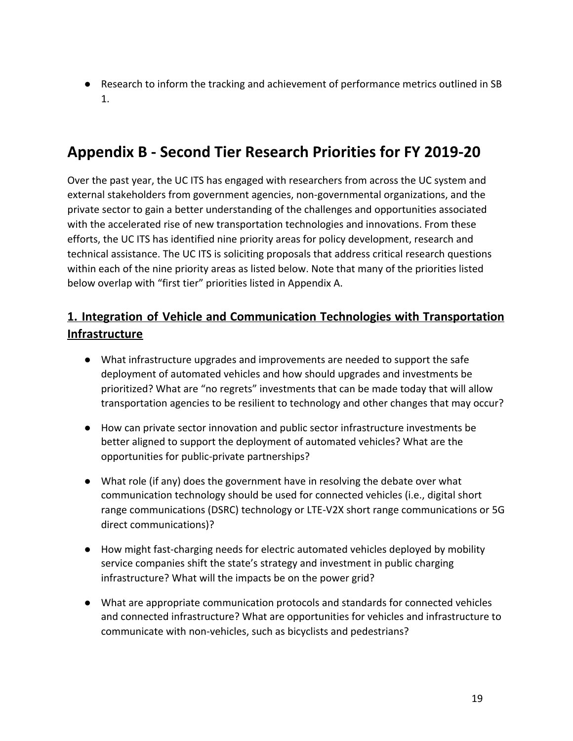- Research to inform the tracking and achievement of performance metrics outlined in SB 1.

# Appendix B - Second Tier Research Priorities for FY 2019-20

Over the past year, the UC ITS has engaged with researchers from across the UC system and external stakeholders from government agencies, non-governmental organizations, and the private sector to gain a better understanding of the challenges and opportunities associated with the accelerated rise of new transportation technologies and innovations. From these efforts, the UC ITS has identified nine priority areas for policy development, research and technical assistance. The UC ITS is soliciting proposals that address critical research questions within each of the nine priority areas as listed below. Note that many of the priorities listed below overlap with "first tier" priorities listed in Appendix A.

## 1. Integration of Vehicle and Communication Technologies with Transportation Infrastructure

- What infrastructure upgrades and improvements are needed to support the safe deployment of automated vehicles and how should upgrades and investments be prioritized? What are "no regrets" investments that can be made today that will allow transportation agencies to be resilient to technology and other changes that may occur?
- How can private sector innovation and public sector infrastructure investments be better aligned to support the deployment of automated vehicles? What are the opportunities for public-private partnerships?
- What role (if any) does the government have in resolving the debate over what communication technology should be used for connected vehicles (i.e., digital short range communications (DSRC) technology or LTE-V2X short range communications or 5G direct communications)?
- How might fast-charging needs for electric automated vehicles deployed by mobility service companies shift the state's strategy and investment in public charging infrastructure? What will the impacts be on the power grid?
- What are appropriate communication protocols and standards for connected vehicles and connected infrastructure? What are opportunities for vehicles and infrastructure to communicate with non-vehicles, such as bicyclists and pedestrians?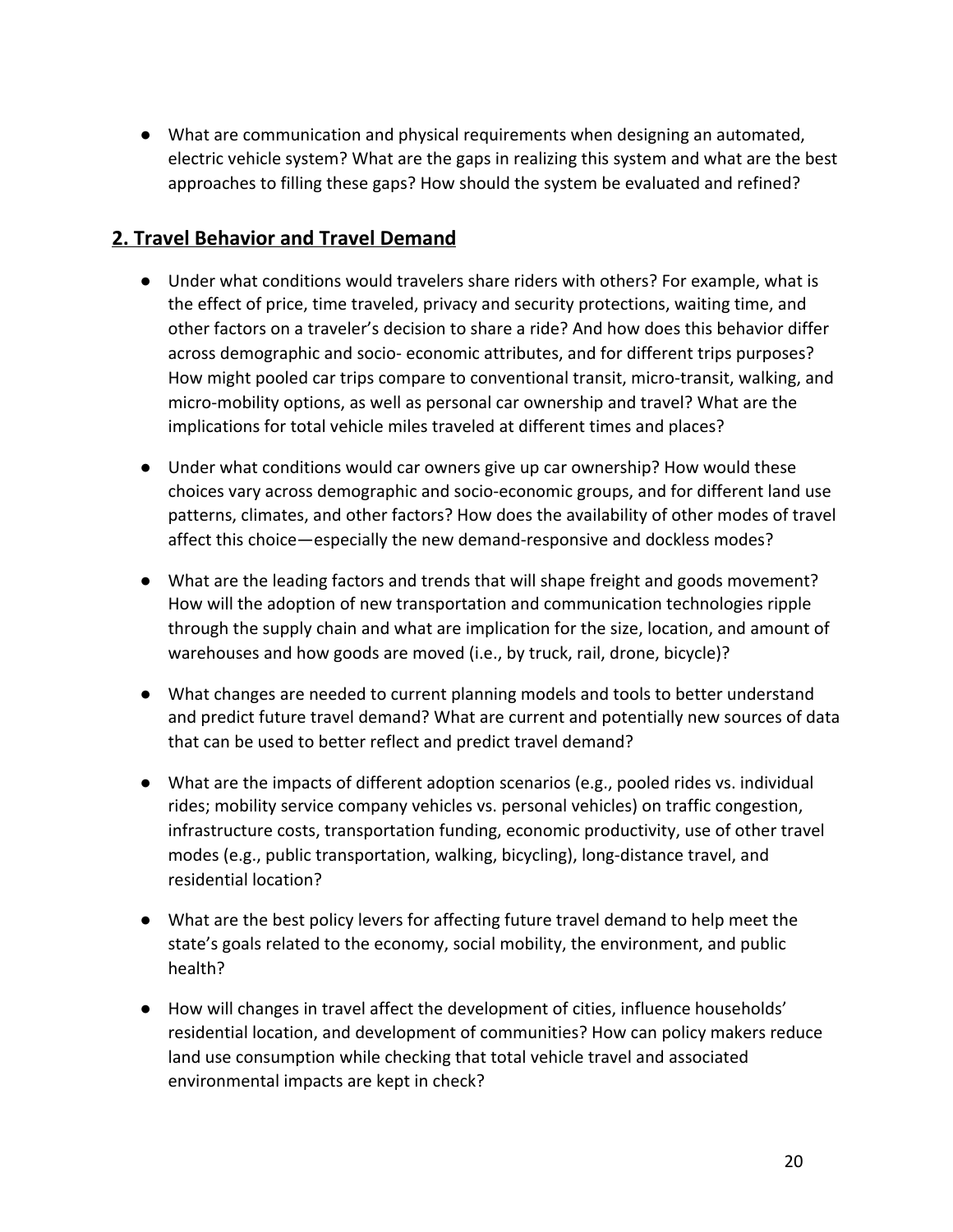- What are communication and physical requirements when designing an automated, electric vehicle system? What are the gaps in realizing this system and what are the best approaches to filling these gaps? How should the system be evaluated and refined?

## 2. Travel Behavior and Travel Demand

- Under what conditions would travelers share riders with others? For example, what is the effect of price, time traveled, privacy and security protections, waiting time, and other factors on a traveler's decision to share a ride? And how does this behavior differ across demographic and socio- economic attributes, and for different trips purposes? How might pooled car trips compare to conventional transit, micro-transit, walking, and micro-mobility options, as well as personal car ownership and travel? What are the implications for total vehicle miles traveled at different times and places?

- Under what conditions would car owners give up car ownership? How would these choices vary across demographic and socio-economic groups, and for different land use patterns, climates, and other factors? How does the availability of other modes of travel affect this choice—especially the new demand-responsive and dockless modes?

- What are the leading factors and trends that will shape freight and goods movement? How will the adoption of new transportation and communication technologies ripple through the supply chain and what are implication for the size, location, and amount of warehouses and how goods are moved (i.e., by truck, rail, drone, bicycle)?

- What changes are needed to current planning models and tools to better understand and predict future travel demand? What are current and potentially new sources of data that can be used to better reflect and predict travel demand?

- What are the impacts of different adoption scenarios (e.g., pooled rides vs. individual rides; mobility service company vehicles vs. personal vehicles) on traffic congestion, infrastructure costs, transportation funding, economic productivity, use of other travel modes (e.g., public transportation, walking, bicycling), long-distance travel, and residential location?

- What are the best policy levers for affecting future travel demand to help meet the state's goals related to the economy, social mobility, the environment, and public health?

- How will changes in travel affect the development of cities, influence households' residential location, and development of communities? How can policy makers reduce land use consumption while checking that total vehicle travel and associated environmental impacts are kept in check?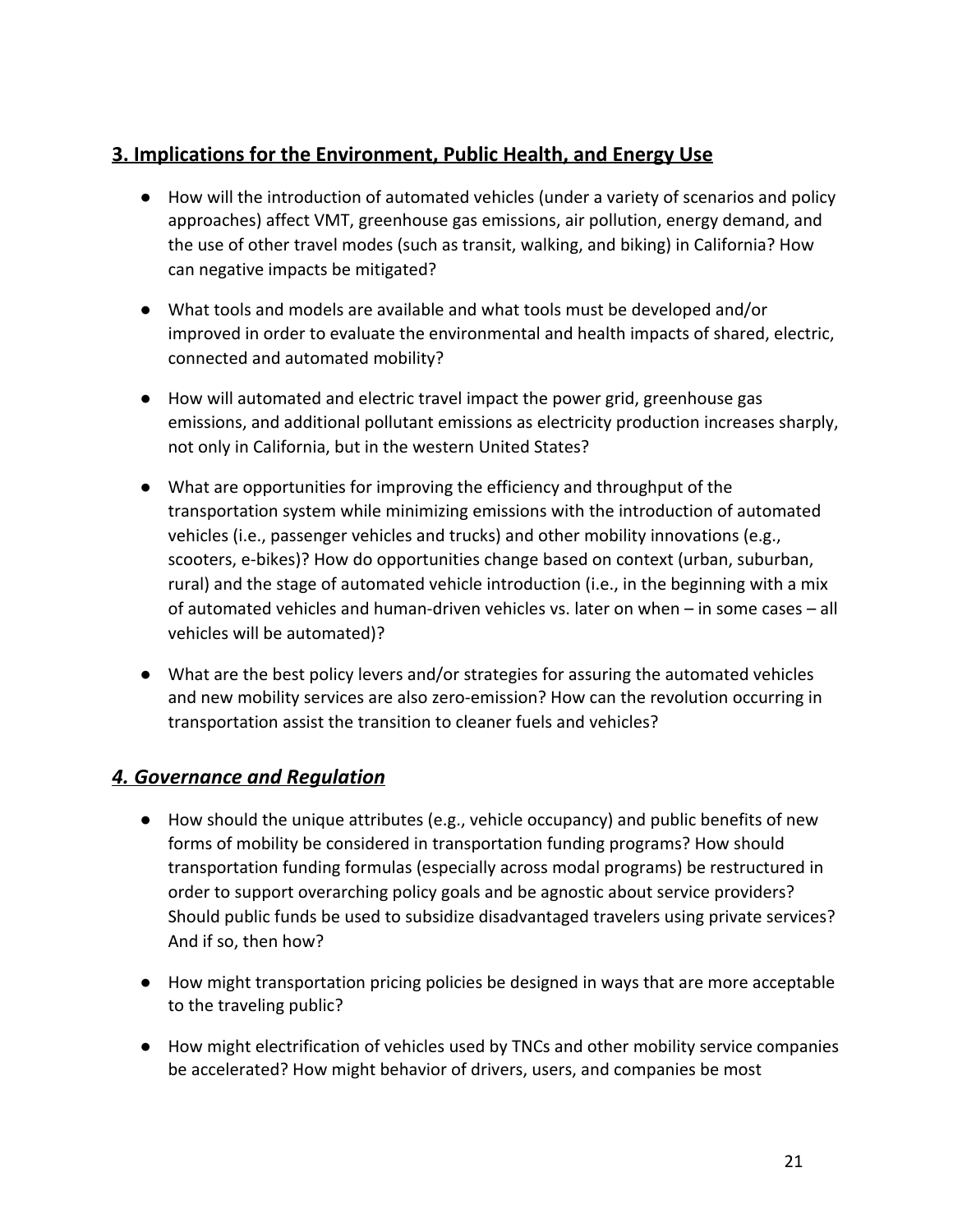## 3. Implications for the Environment, Public Health, and Energy Use

- How will the introduction of automated vehicles (under a variety of scenarios and policy approaches) affect VMT, greenhouse gas emissions, air pollution, energy demand, and the use of other travel modes (such as transit, walking, and biking) in California? How can negative impacts be mitigated?

- What tools and models are available and what tools must be developed and/or improved in order to evaluate the environmental and health impacts of shared, electric, connected and automated mobility?

- How will automated and electric travel impact the power grid, greenhouse gas emissions, and additional pollutant emissions as electricity production increases sharply, not only in California, but in the western United States?

- What are opportunities for improving the efficiency and throughput of the transportation system while minimizing emissions with the introduction of automated vehicles (i.e., passenger vehicles and trucks) and other mobility innovations (e.g., scooters, e-bikes)? How do opportunities change based on context (urban, suburban, rural) and the stage of automated vehicle introduction (i.e., in the beginning with a mix of automated vehicles and human-driven vehicles vs. later on when – in some cases – all vehicles will be automated)?

- What are the best policy levers and/or strategies for assuring the automated vehicles and new mobility services are also zero-emission? How can the revolution occurring in transportation assist the transition to cleaner fuels and vehicles?

## *4. Governance and Regulation*

- How should the unique attributes (e.g., vehicle occupancy) and public benefits of new forms of mobility be considered in transportation funding programs? How should transportation funding formulas (especially across modal programs) be restructured in order to support overarching policy goals and be agnostic about service providers? Should public funds be used to subsidize disadvantaged travelers using private services? And if so, then how?

- How might transportation pricing policies be designed in ways that are more acceptable to the traveling public?

- How might electrification of vehicles used by TNCs and other mobility service companies be accelerated? How might behavior of drivers, users, and companies be most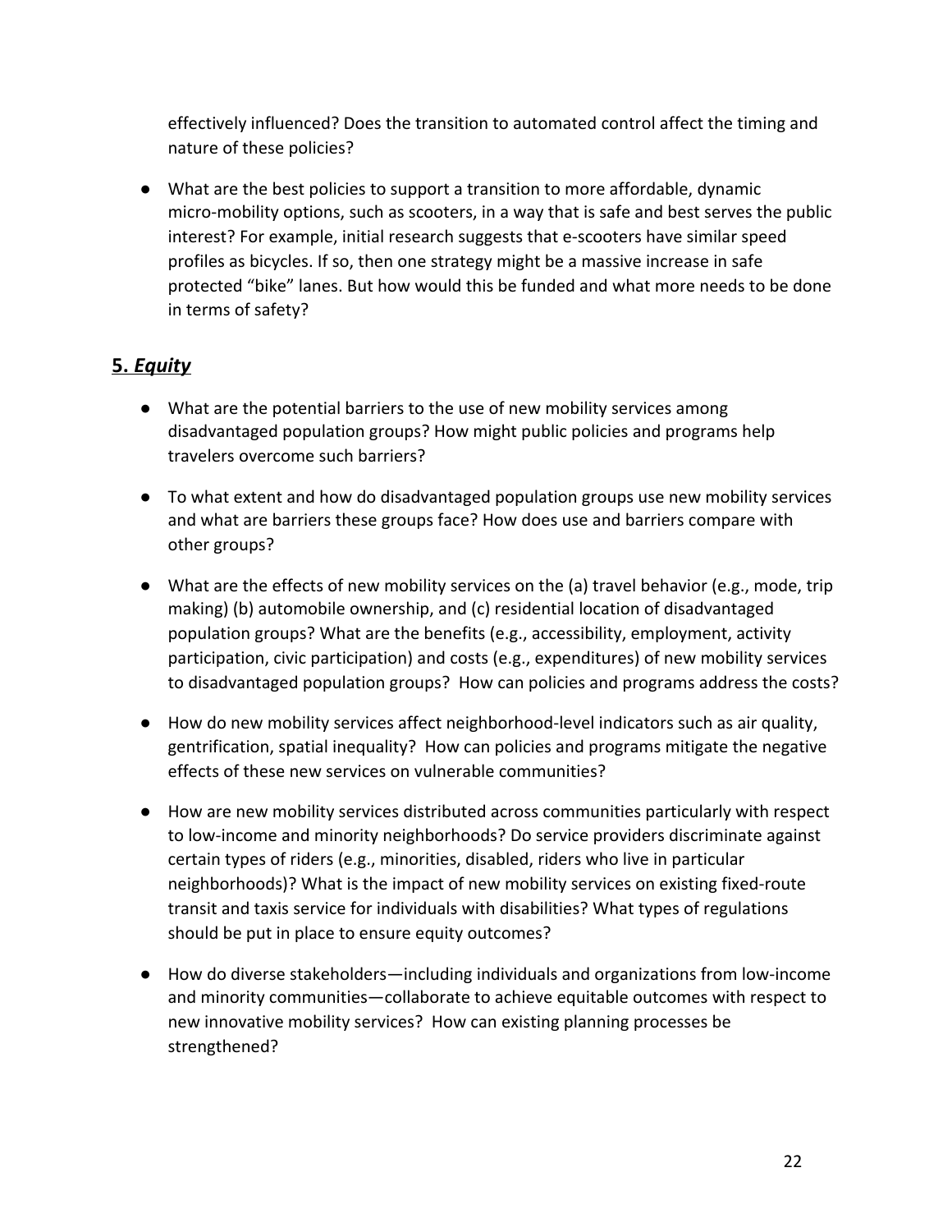effectively influenced? Does the transition to automated control affect the timing and nature of these policies?

- What are the best policies to support a transition to more affordable, dynamic micro-mobility options, such as scooters, in a way that is safe and best serves the public interest? For example, initial research suggests that e-scooters have similar speed profiles as bicycles. If so, then one strategy might be a massive increase in safe protected "bike" lanes. But how would this be funded and what more needs to be done in terms of safety?

## 5. ***Equity***

- What are the potential barriers to the use of new mobility services among disadvantaged population groups? How might public policies and programs help travelers overcome such barriers?

- To what extent and how do disadvantaged population groups use new mobility services and what are barriers these groups face? How does use and barriers compare with other groups?

- What are the effects of new mobility services on the (a) travel behavior (e.g., mode, trip making) (b) automobile ownership, and (c) residential location of disadvantaged population groups? What are the benefits (e.g., accessibility, employment, activity participation, civic participation) and costs (e.g., expenditures) of new mobility services to disadvantaged population groups? How can policies and programs address the costs?

- How do new mobility services affect neighborhood-level indicators such as air quality, gentrification, spatial inequality? How can policies and programs mitigate the negative effects of these new services on vulnerable communities?

- How are new mobility services distributed across communities particularly with respect to low-income and minority neighborhoods? Do service providers discriminate against certain types of riders (e.g., minorities, disabled, riders who live in particular neighborhoods)? What is the impact of new mobility services on existing fixed-route transit and taxis service for individuals with disabilities? What types of regulations should be put in place to ensure equity outcomes?

- How do diverse stakeholders—including individuals and organizations from low-income and minority communities—collaborate to achieve equitable outcomes with respect to new innovative mobility services? How can existing planning processes be strengthened?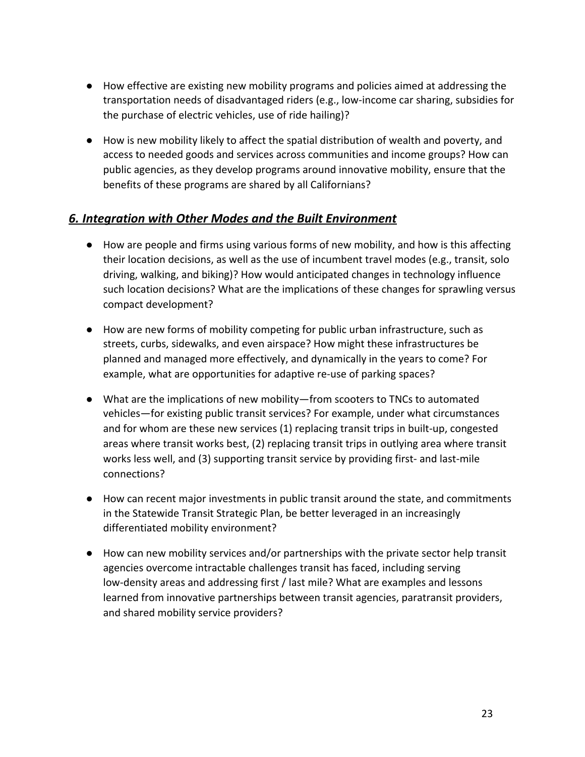- How effective are existing new mobility programs and policies aimed at addressing the transportation needs of disadvantaged riders (e.g., low-income car sharing, subsidies for the purchase of electric vehicles, use of ride hailing)?
- How is new mobility likely to affect the spatial distribution of wealth and poverty, and access to needed goods and services across communities and income groups? How can public agencies, as they develop programs around innovative mobility, ensure that the benefits of these programs are shared by all Californians?

## ***6. Integration with Other Modes and the Built Environment***

- How are people and firms using various forms of new mobility, and how is this affecting their location decisions, as well as the use of incumbent travel modes (e.g., transit, solo driving, walking, and biking)? How would anticipated changes in technology influence such location decisions? What are the implications of these changes for sprawling versus compact development?
- How are new forms of mobility competing for public urban infrastructure, such as streets, curbs, sidewalks, and even airspace? How might these infrastructures be planned and managed more effectively, and dynamically in the years to come? For example, what are opportunities for adaptive re-use of parking spaces?
- What are the implications of new mobility—from scooters to TNCs to automated vehicles—for existing public transit services? For example, under what circumstances and for whom are these new services (1) replacing transit trips in built-up, congested areas where transit works best, (2) replacing transit trips in outlying area where transit works less well, and (3) supporting transit service by providing first- and last-mile connections?
- How can recent major investments in public transit around the state, and commitments in the Statewide Transit Strategic Plan, be better leveraged in an increasingly differentiated mobility environment?
- How can new mobility services and/or partnerships with the private sector help transit agencies overcome intractable challenges transit has faced, including serving low-density areas and addressing first / last mile? What are examples and lessons learned from innovative partnerships between transit agencies, paratransit providers, and shared mobility service providers?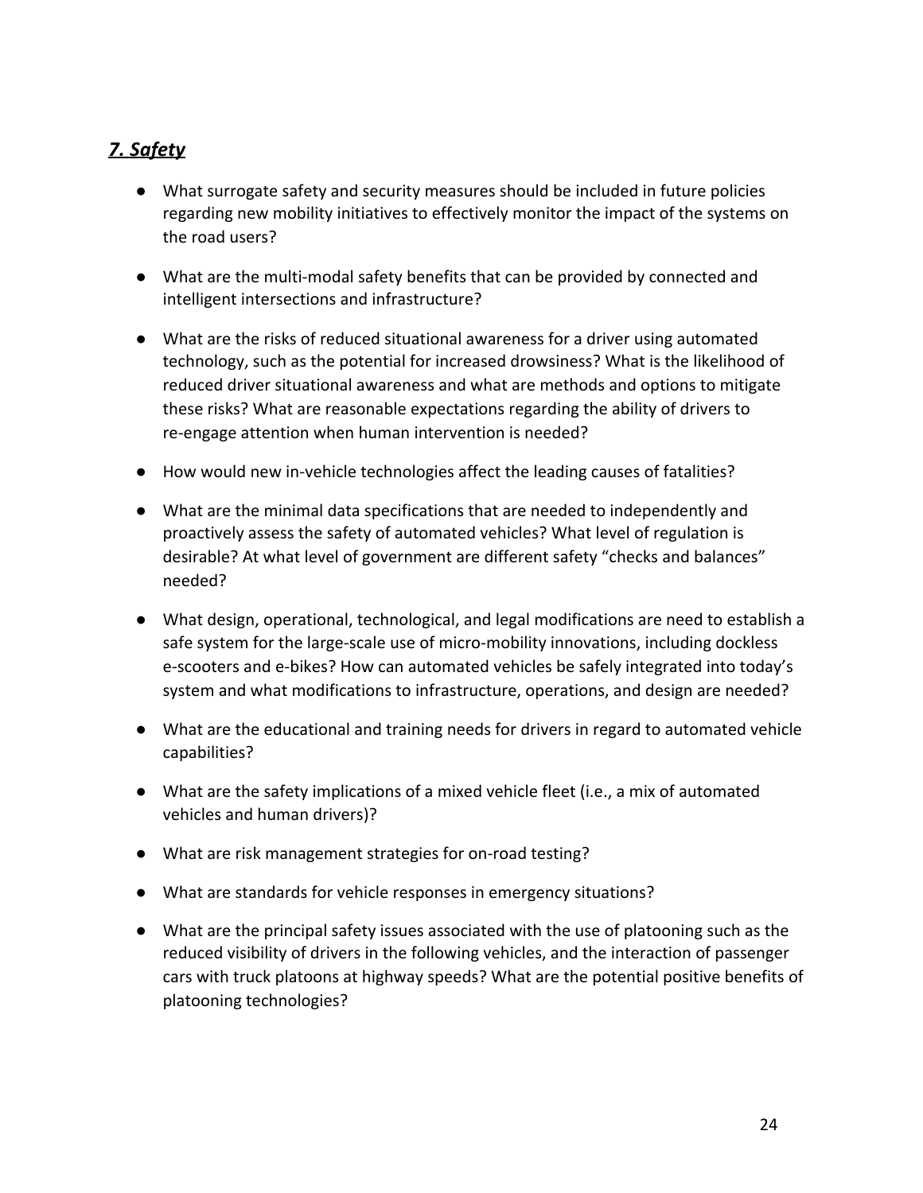## *7. Safety*

- What surrogate safety and security measures should be included in future policies regarding new mobility initiatives to effectively monitor the impact of the systems on the road users?
- What are the multi-modal safety benefits that can be provided by connected and intelligent intersections and infrastructure?
- What are the risks of reduced situational awareness for a driver using automated technology, such as the potential for increased drowsiness? What is the likelihood of reduced driver situational awareness and what are methods and options to mitigate these risks? What are reasonable expectations regarding the ability of drivers to re-engage attention when human intervention is needed?
- How would new in-vehicle technologies affect the leading causes of fatalities?
- What are the minimal data specifications that are needed to independently and proactively assess the safety of automated vehicles? What level of regulation is desirable? At what level of government are different safety "checks and balances" needed?
- What design, operational, technological, and legal modifications are need to establish a safe system for the large-scale use of micro-mobility innovations, including dockless e-scooters and e-bikes? How can automated vehicles be safely integrated into today's system and what modifications to infrastructure, operations, and design are needed?
- What are the educational and training needs for drivers in regard to automated vehicle capabilities?
- What are the safety implications of a mixed vehicle fleet (i.e., a mix of automated vehicles and human drivers)?
- What are risk management strategies for on-road testing?
- What are standards for vehicle responses in emergency situations?
- What are the principal safety issues associated with the use of platooning such as the reduced visibility of drivers in the following vehicles, and the interaction of passenger cars with truck platoons at highway speeds? What are the potential positive benefits of platooning technologies?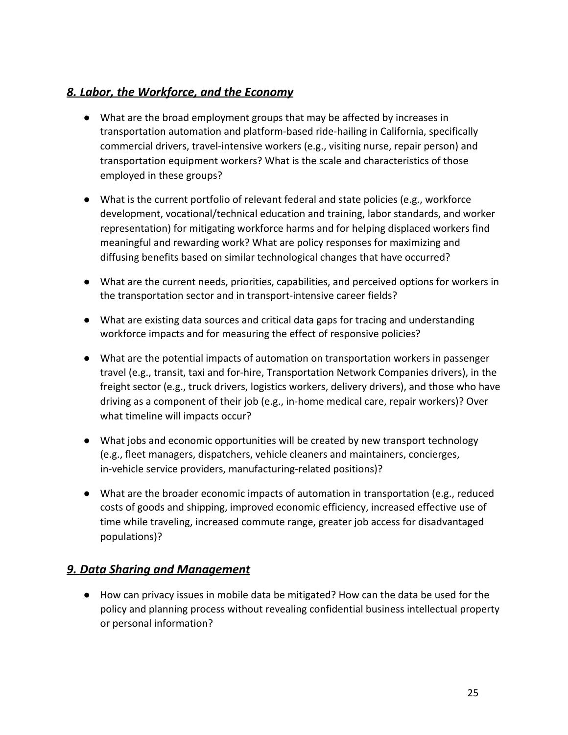## *8. Labor, the Workforce, and the Economy*

- What are the broad employment groups that may be affected by increases in transportation automation and platform-based ride-hailing in California, specifically commercial drivers, travel-intensive workers (e.g., visiting nurse, repair person) and transportation equipment workers? What is the scale and characteristics of those employed in these groups?

- What is the current portfolio of relevant federal and state policies (e.g., workforce development, vocational/technical education and training, labor standards, and worker representation) for mitigating workforce harms and for helping displaced workers find meaningful and rewarding work? What are policy responses for maximizing and diffusing benefits based on similar technological changes that have occurred?

- What are the current needs, priorities, capabilities, and perceived options for workers in the transportation sector and in transport-intensive career fields?

- What are existing data sources and critical data gaps for tracing and understanding workforce impacts and for measuring the effect of responsive policies?

- What are the potential impacts of automation on transportation workers in passenger travel (e.g., transit, taxi and for-hire, Transportation Network Companies drivers), in the freight sector (e.g., truck drivers, logistics workers, delivery drivers), and those who have driving as a component of their job (e.g., in-home medical care, repair workers)? Over what timeline will impacts occur?

- What jobs and economic opportunities will be created by new transport technology (e.g., fleet managers, dispatchers, vehicle cleaners and maintainers, concierges, in-vehicle service providers, manufacturing-related positions)?

- What are the broader economic impacts of automation in transportation (e.g., reduced costs of goods and shipping, improved economic efficiency, increased effective use of time while traveling, increased commute range, greater job access for disadvantaged populations)?

## *9. Data Sharing and Management*

- How can privacy issues in mobile data be mitigated? How can the data be used for the policy and planning process without revealing confidential business intellectual property or personal information?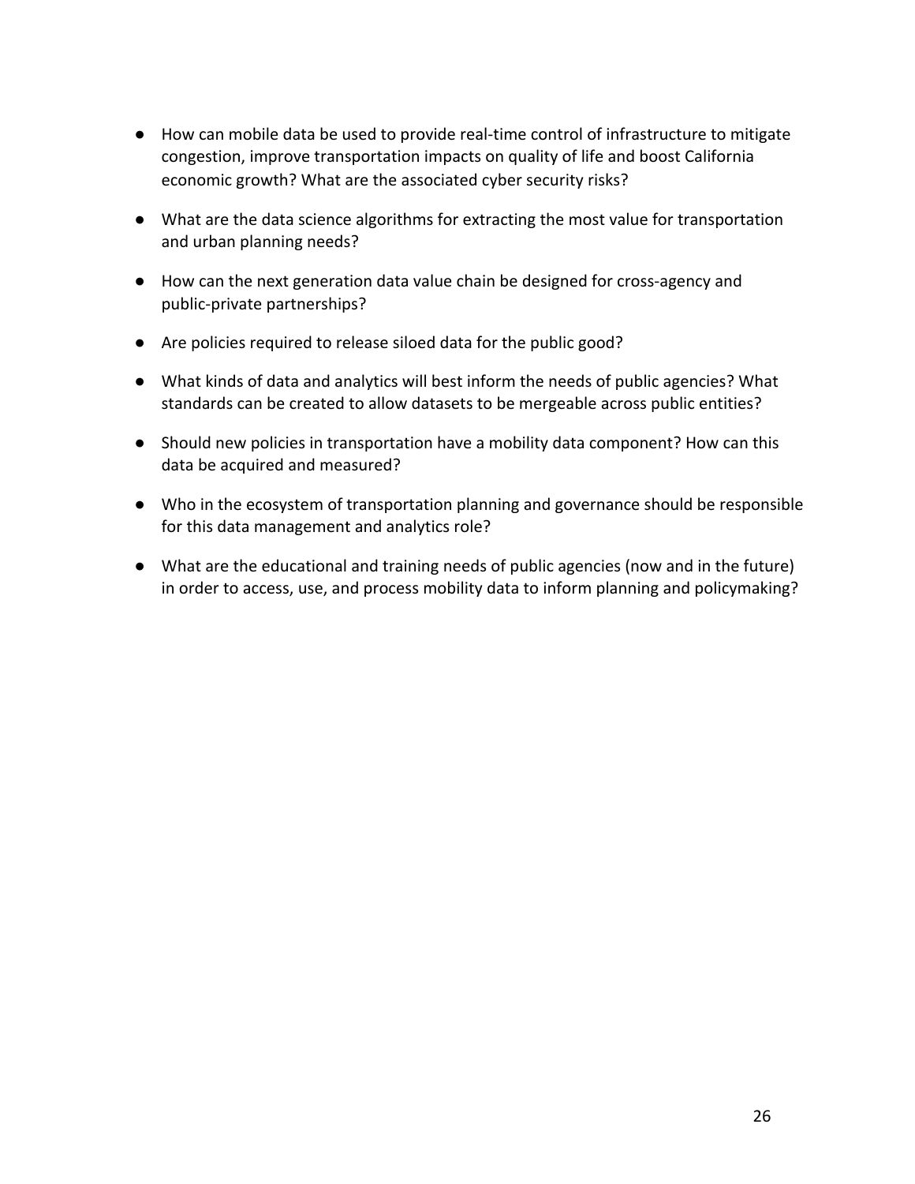- How can mobile data be used to provide real-time control of infrastructure to mitigate congestion, improve transportation impacts on quality of life and boost California economic growth? What are the associated cyber security risks?
- What are the data science algorithms for extracting the most value for transportation and urban planning needs?
- How can the next generation data value chain be designed for cross-agency and public-private partnerships?
- Are policies required to release siloed data for the public good?
- What kinds of data and analytics will best inform the needs of public agencies? What standards can be created to allow datasets to be mergeable across public entities?
- Should new policies in transportation have a mobility data component? How can this data be acquired and measured?
- Who in the ecosystem of transportation planning and governance should be responsible for this data management and analytics role?
- What are the educational and training needs of public agencies (now and in the future) in order to access, use, and process mobility data to inform planning and policymaking?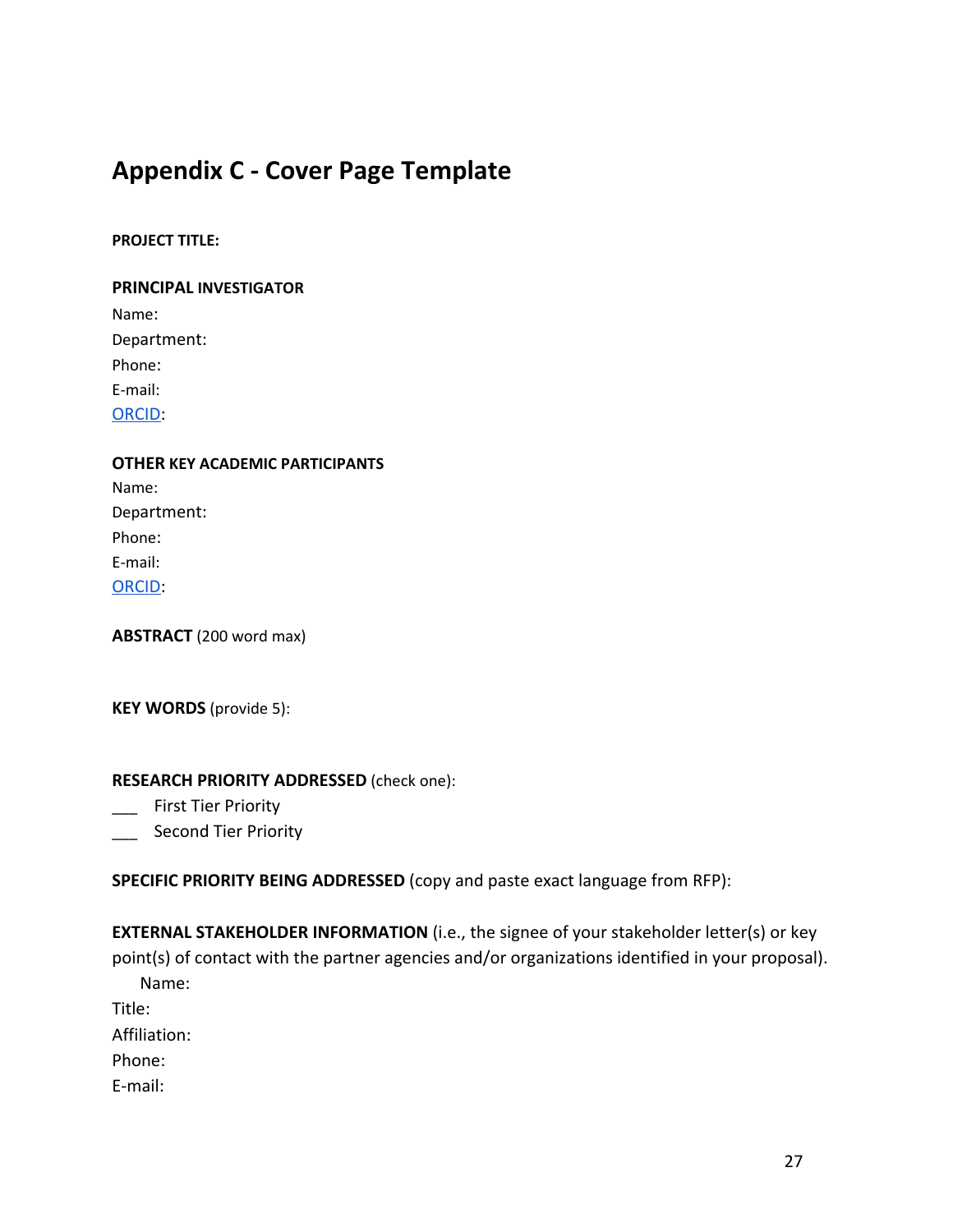# Appendix C - Cover Page Template

**PROJECT TITLE:**

**PRINCIPAL INVESTIGATOR**

Name:
Department:
Phone:
E-mail:
ORCID:

**OTHER KEY ACADEMIC PARTICIPANTS**

Name:
Department:
Phone:
E-mail:
ORCID:

**ABSTRACT** (200 word max)

**KEY WORDS** (provide 5):

**RESEARCH PRIORITY ADDRESSED** (check one):

___ First Tier Priority
___ Second Tier Priority

**SPECIFIC PRIORITY BEING ADDRESSED** (copy and paste exact language from RFP):

**EXTERNAL STAKEHOLDER INFORMATION** (i.e., the signee of your stakeholder letter(s) or key point(s) of contact with the partner agencies and/or organizations identified in your proposal).

Name:
Title:
Affiliation:
Phone:
E-mail: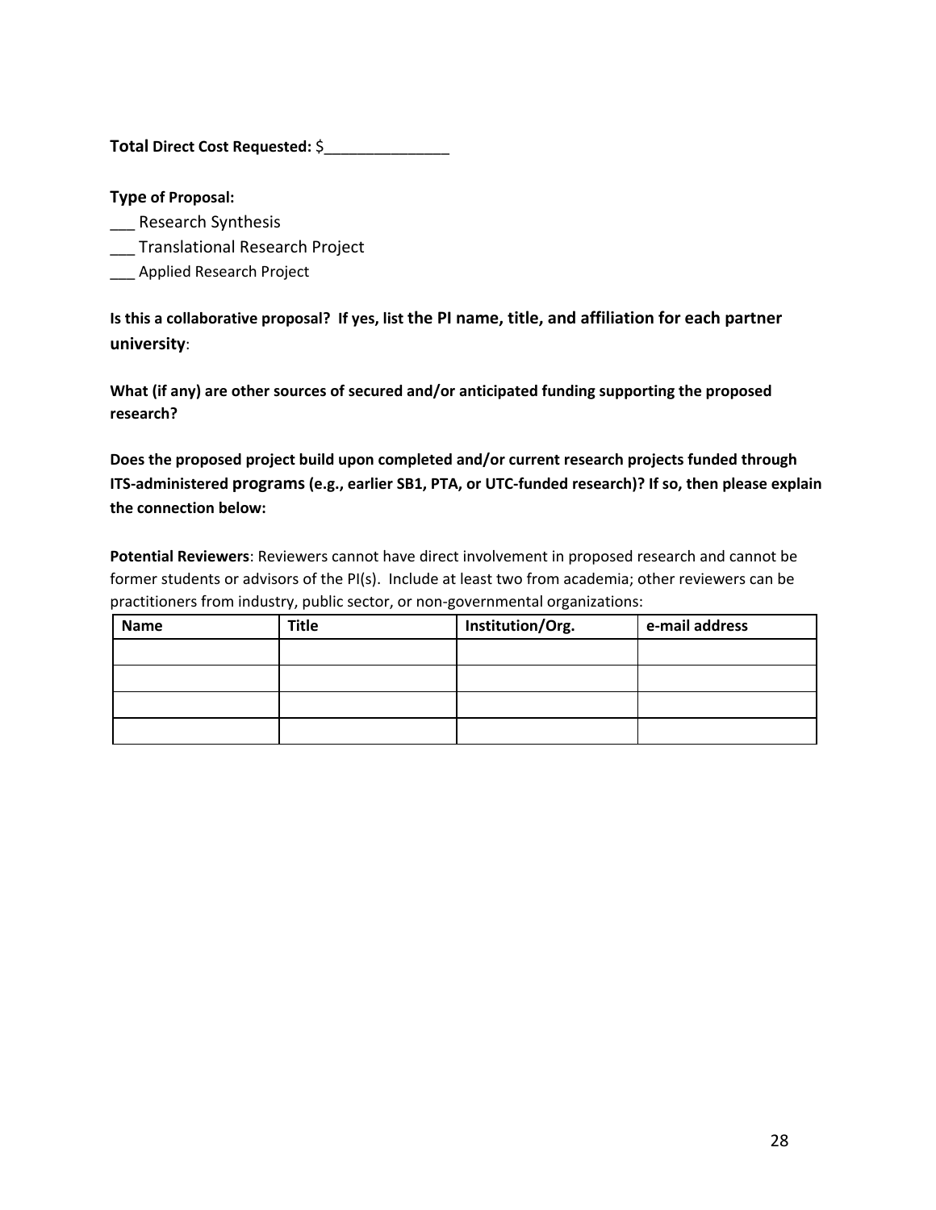**Total Direct Cost Requested:** $_______________

**Type of Proposal:**

___ Research Synthesis

___ Translational Research Project

___ Applied Research Project

**Is this a collaborative proposal? If yes, list the PI name, title, and affiliation for each partner university**:

**What (if any) are other sources of secured and/or anticipated funding supporting the proposed research?**

**Does the proposed project build upon completed and/or current research projects funded through ITS-administered programs (e.g., earlier SB1, PTA, or UTC-funded research)? If so, then please explain the connection below:**

**Potential Reviewers**: Reviewers cannot have direct involvement in proposed research and cannot be former students or advisors of the PI(s). Include at least two from academia; other reviewers can be practitioners from industry, public sector, or non-governmental organizations:

| Name | Title | Institution/Org. | e-mail address |
|---|---|---|---|
| | | | |
| | | | |
| | | | |
| | | | |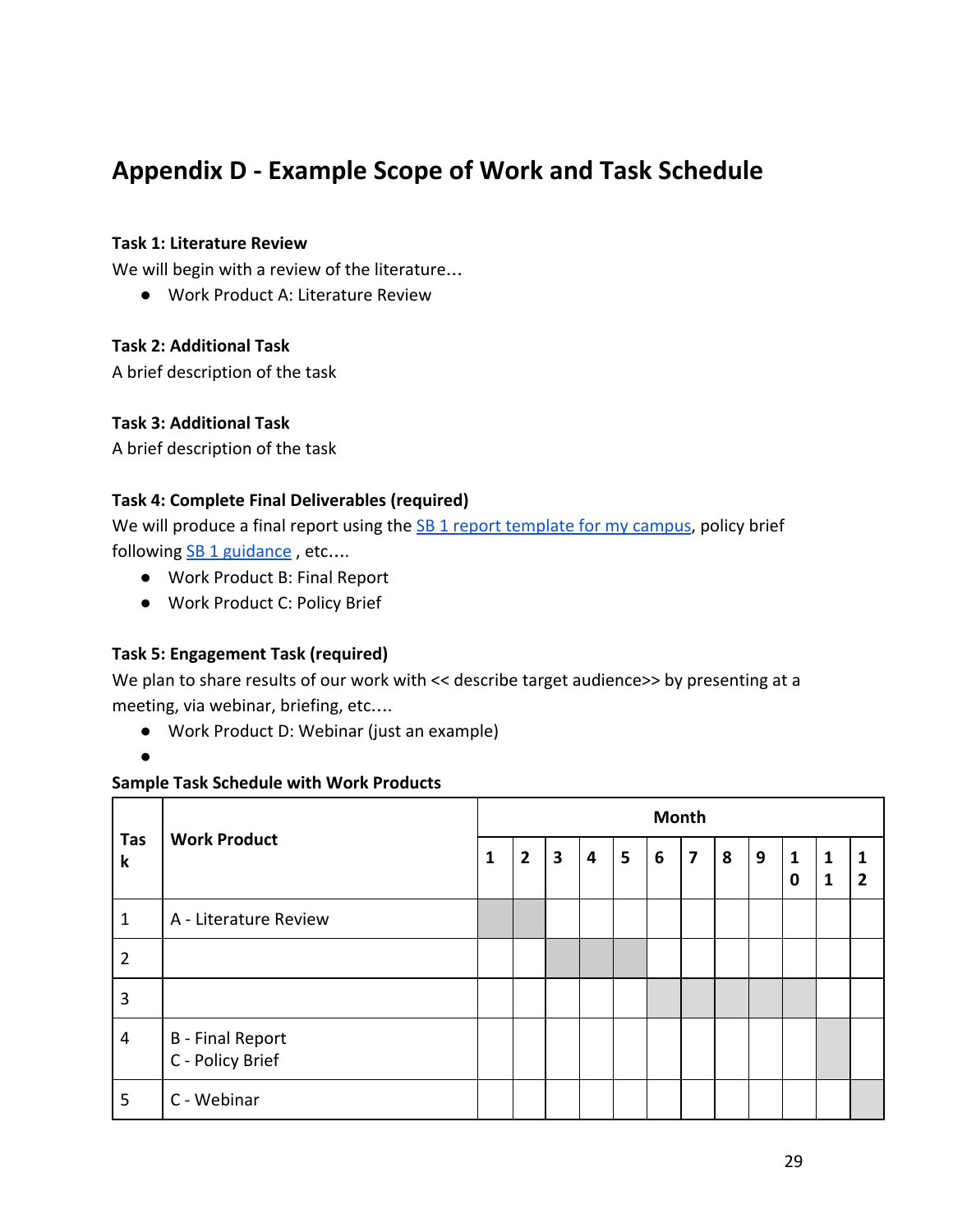# Appendix D - Example Scope of Work and Task Schedule

**Task 1: Literature Review**

We will begin with a review of the literature…

- Work Product A: Literature Review

**Task 2: Additional Task**

A brief description of the task

**Task 3: Additional Task**

A brief description of the task

**Task 4: Complete Final Deliverables (required)**

We will produce a final report using the SB 1 report template for my campus, policy brief following SB 1 guidance , etc.…

- Work Product B: Final Report
- Work Product C: Policy Brief

**Task 5: Engagement Task (required)**

We plan to share results of our work with << describe target audience>> by presenting at a meeting, via webinar, briefing, etc.…

- Work Product D: Webinar (just an example)
-

**Sample Task Schedule with Work Products**

| Task | Work Product | Month | | | | | | | | | | | |
|---|---|---|---|---|---|---|---|---|---|---|---|---|---|
| | | 1 | 2 | 3 | 4 | 5 | 6 | 7 | 8 | 9 | 10 | 11 | 12 |
| 1 | A - Literature Review | ■ | ■ | | | | | | | | | | |
| 2 | | | | ■ | ■ | ■ | | | | | | | |
| 3 | | | | | | | ■ | ■ | ■ | ■ | ■ | | |
| 4 | B - Final Report<br>C - Policy Brief | | | | | | | | | | | ■ | |
| 5 | C - Webinar | | | | | | | | | | | | ■ |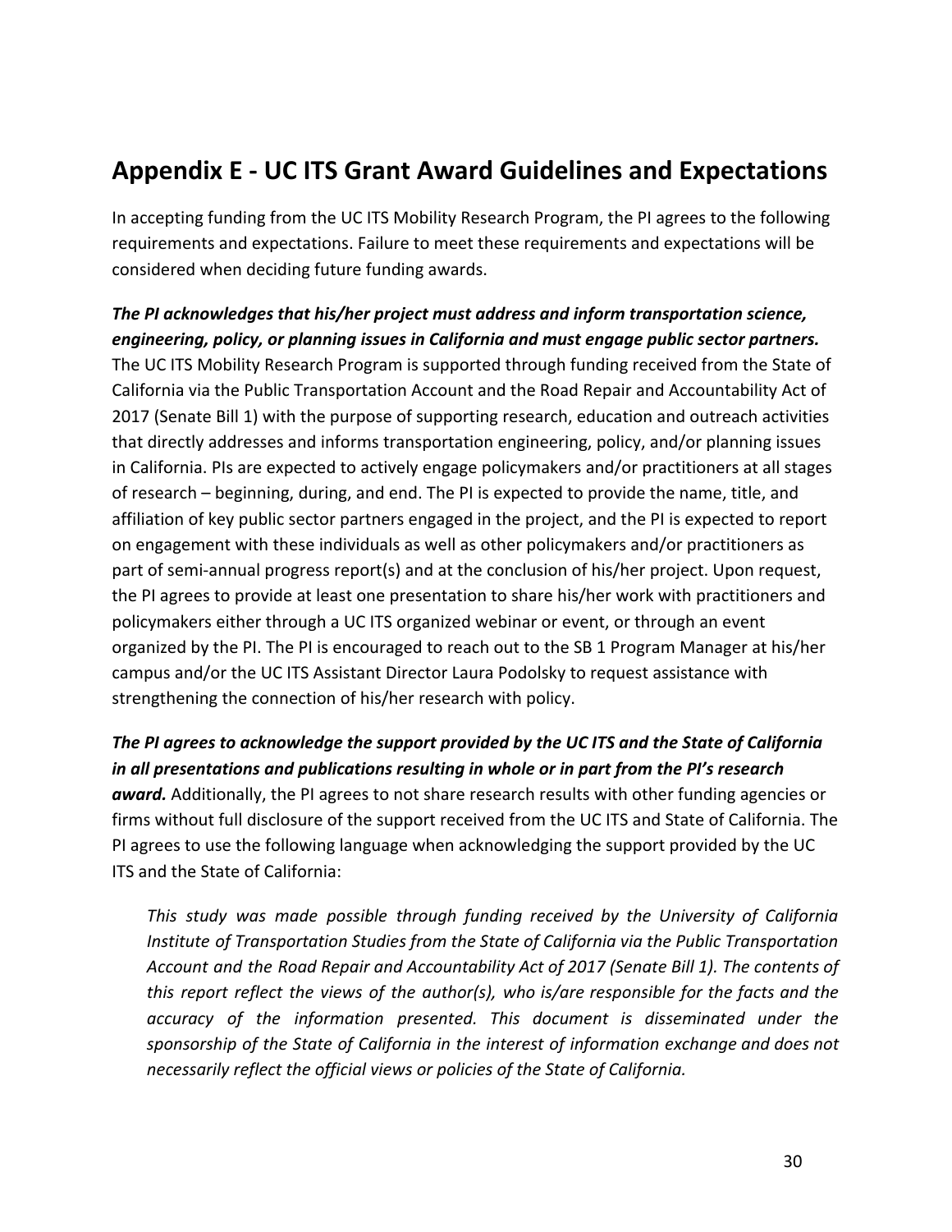## Appendix E - UC ITS Grant Award Guidelines and Expectations

In accepting funding from the UC ITS Mobility Research Program, the PI agrees to the following requirements and expectations. Failure to meet these requirements and expectations will be considered when deciding future funding awards.

***The PI acknowledges that his/her project must address and inform transportation science, engineering, policy, or planning issues in California and must engage public sector partners.*** The UC ITS Mobility Research Program is supported through funding received from the State of California via the Public Transportation Account and the Road Repair and Accountability Act of 2017 (Senate Bill 1) with the purpose of supporting research, education and outreach activities that directly addresses and informs transportation engineering, policy, and/or planning issues in California. PIs are expected to actively engage policymakers and/or practitioners at all stages of research – beginning, during, and end. The PI is expected to provide the name, title, and affiliation of key public sector partners engaged in the project, and the PI is expected to report on engagement with these individuals as well as other policymakers and/or practitioners as part of semi-annual progress report(s) and at the conclusion of his/her project. Upon request, the PI agrees to provide at least one presentation to share his/her work with practitioners and policymakers either through a UC ITS organized webinar or event, or through an event organized by the PI. The PI is encouraged to reach out to the SB 1 Program Manager at his/her campus and/or the UC ITS Assistant Director Laura Podolsky to request assistance with strengthening the connection of his/her research with policy.

***The PI agrees to acknowledge the support provided by the UC ITS and the State of California in all presentations and publications resulting in whole or in part from the PI's research award.*** Additionally, the PI agrees to not share research results with other funding agencies or firms without full disclosure of the support received from the UC ITS and State of California. The PI agrees to use the following language when acknowledging the support provided by the UC ITS and the State of California:

> *This study was made possible through funding received by the University of California Institute of Transportation Studies from the State of California via the Public Transportation Account and the Road Repair and Accountability Act of 2017 (Senate Bill 1). The contents of this report reflect the views of the author(s), who is/are responsible for the facts and the accuracy of the information presented. This document is disseminated under the sponsorship of the State of California in the interest of information exchange and does not necessarily reflect the official views or policies of the State of California.*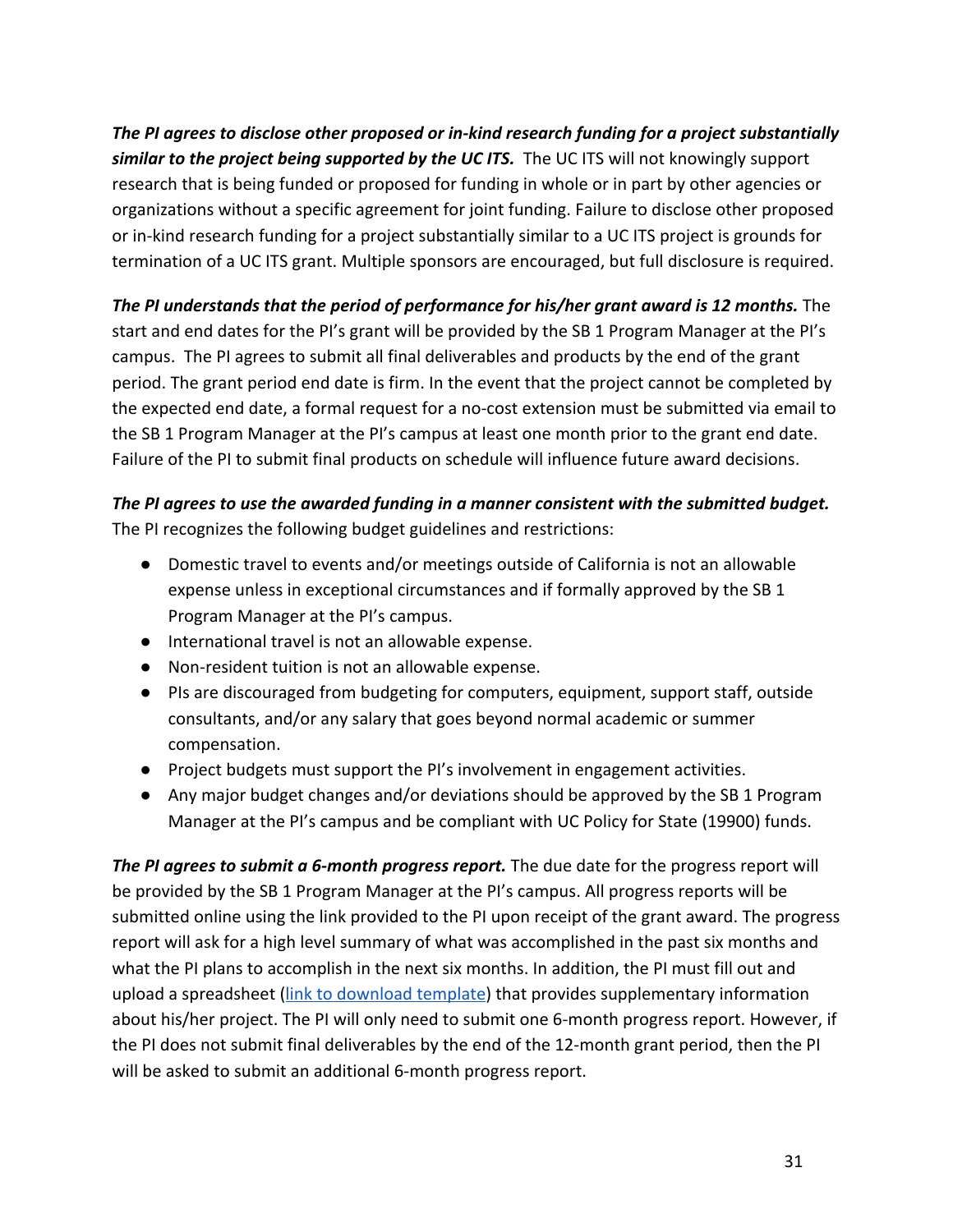***The PI agrees to disclose other proposed or in-kind research funding for a project substantially similar to the project being supported by the UC ITS.*** The UC ITS will not knowingly support research that is being funded or proposed for funding in whole or in part by other agencies or organizations without a specific agreement for joint funding. Failure to disclose other proposed or in-kind research funding for a project substantially similar to a UC ITS project is grounds for termination of a UC ITS grant. Multiple sponsors are encouraged, but full disclosure is required.

***The PI understands that the period of performance for his/her grant award is 12 months.*** The start and end dates for the PI's grant will be provided by the SB 1 Program Manager at the PI's campus. The PI agrees to submit all final deliverables and products by the end of the grant period. The grant period end date is firm. In the event that the project cannot be completed by the expected end date, a formal request for a no-cost extension must be submitted via email to the SB 1 Program Manager at the PI's campus at least one month prior to the grant end date. Failure of the PI to submit final products on schedule will influence future award decisions.

***The PI agrees to use the awarded funding in a manner consistent with the submitted budget.*** The PI recognizes the following budget guidelines and restrictions:

- Domestic travel to events and/or meetings outside of California is not an allowable expense unless in exceptional circumstances and if formally approved by the SB 1 Program Manager at the PI's campus.
- International travel is not an allowable expense.
- Non-resident tuition is not an allowable expense.
- PIs are discouraged from budgeting for computers, equipment, support staff, outside consultants, and/or any salary that goes beyond normal academic or summer compensation.
- Project budgets must support the PI's involvement in engagement activities.
- Any major budget changes and/or deviations should be approved by the SB 1 Program Manager at the PI's campus and be compliant with UC Policy for State (19900) funds.

***The PI agrees to submit a 6-month progress report.*** The due date for the progress report will be provided by the SB 1 Program Manager at the PI's campus. All progress reports will be submitted online using the link provided to the PI upon receipt of the grant award. The progress report will ask for a high level summary of what was accomplished in the past six months and what the PI plans to accomplish in the next six months. In addition, the PI must fill out and upload a spreadsheet (link to download template) that provides supplementary information about his/her project. The PI will only need to submit one 6-month progress report. However, if the PI does not submit final deliverables by the end of the 12-month grant period, then the PI will be asked to submit an additional 6-month progress report.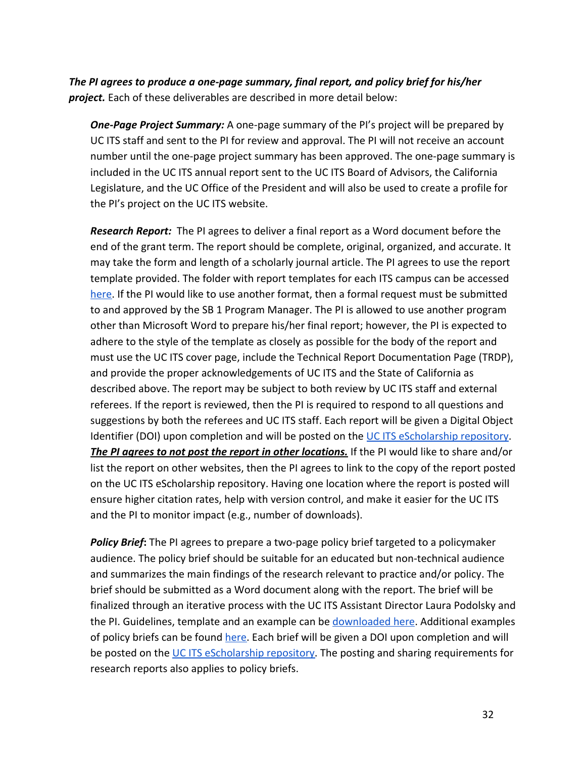***The PI agrees to produce a one-page summary, final report, and policy brief for his/her project.*** Each of these deliverables are described in more detail below:

***One-Page Project Summary:*** A one-page summary of the PI's project will be prepared by UC ITS staff and sent to the PI for review and approval. The PI will not receive an account number until the one-page project summary has been approved. The one-page summary is included in the UC ITS annual report sent to the UC ITS Board of Advisors, the California Legislature, and the UC Office of the President and will also be used to create a profile for the PI's project on the UC ITS website.

***Research Report:*** The PI agrees to deliver a final report as a Word document before the end of the grant term. The report should be complete, original, organized, and accurate. It may take the form and length of a scholarly journal article. The PI agrees to use the report template provided. The folder with report templates for each ITS campus can be accessed here. If the PI would like to use another format, then a formal request must be submitted to and approved by the SB 1 Program Manager. The PI is allowed to use another program other than Microsoft Word to prepare his/her final report; however, the PI is expected to adhere to the style of the template as closely as possible for the body of the report and must use the UC ITS cover page, include the Technical Report Documentation Page (TRDP), and provide the proper acknowledgements of UC ITS and the State of California as described above. The report may be subject to both review by UC ITS staff and external referees. If the report is reviewed, then the PI is required to respond to all questions and suggestions by both the referees and UC ITS staff. Each report will be given a Digital Object Identifier (DOI) upon completion and will be posted on the UC ITS eScholarship repository. ***<u>The PI agrees to not post the report in other locations.</u>*** If the PI would like to share and/or list the report on other websites, then the PI agrees to link to the copy of the report posted on the UC ITS eScholarship repository. Having one location where the report is posted will ensure higher citation rates, help with version control, and make it easier for the UC ITS and the PI to monitor impact (e.g., number of downloads).

***Policy Brief*:** The PI agrees to prepare a two-page policy brief targeted to a policymaker audience. The policy brief should be suitable for an educated but non-technical audience and summarizes the main findings of the research relevant to practice and/or policy. The brief should be submitted as a Word document along with the report. The brief will be finalized through an iterative process with the UC ITS Assistant Director Laura Podolsky and the PI. Guidelines, template and an example can be downloaded here. Additional examples of policy briefs can be found here. Each brief will be given a DOI upon completion and will be posted on the UC ITS eScholarship repository. The posting and sharing requirements for research reports also applies to policy briefs.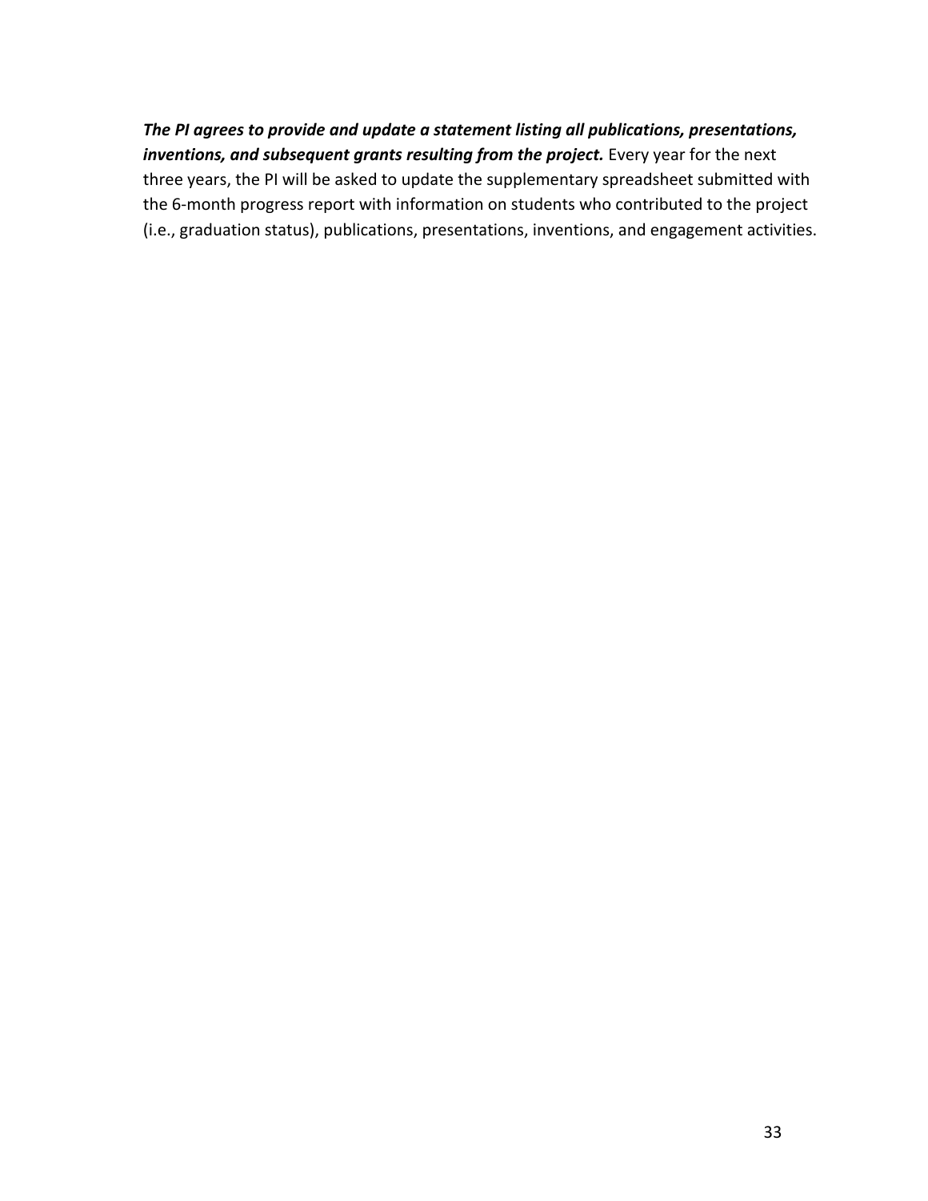***The PI agrees to provide and update a statement listing all publications, presentations, inventions, and subsequent grants resulting from the project.*** Every year for the next three years, the PI will be asked to update the supplementary spreadsheet submitted with the 6-month progress report with information on students who contributed to the project (i.e., graduation status), publications, presentations, inventions, and engagement activities.